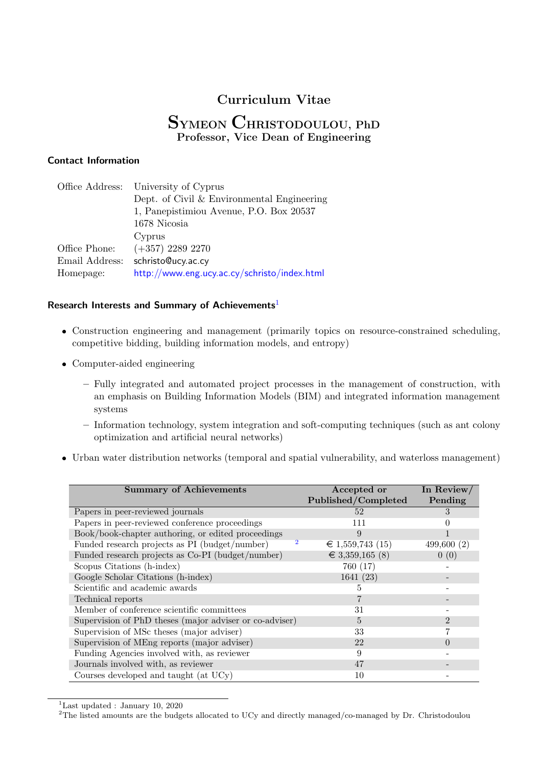# Curriculum Vitae

# Symeon Christodoulou, PhD

**Professor, Vice Dean of Engineering**

### Contact Information

| | |
|---|---|
| Office Address: | University of Cyprus<br>Dept. of Civil & Environmental Engineering<br>1, Panepistimiou Avenue, P.O. Box 20537<br>1678 Nicosia<br>Cyprus |
| Office Phone: | (+357) 2289 2270 |
| Email Address: | schristo@ucy.ac.cy |
| Homepage: | http://www.eng.ucy.ac.cy/schristo/index.html |

### Research Interests and Summary of Achievements[1]

- Construction engineering and management (primarily topics on resource-constrained scheduling, competitive bidding, building information models, and entropy)
- Computer-aided engineering
  - Fully integrated and automated project processes in the management of construction, with an emphasis on Building Information Models (BIM) and integrated information management systems
  - Information technology, system integration and soft-computing techniques (such as ant colony optimization and artificial neural networks)
- Urban water distribution networks (temporal and spatial vulnerability, and waterloss management)

| Summary of Achievements | Accepted or Published/Completed | In Review/ Pending |
|---|---|---|
| Papers in peer-reviewed journals | 52 | 3 |
| Papers in peer-reviewed conference proceedings | 111 | 0 |
| Book/book-chapter authoring, or edited proceedings | 9 | 1 |
| Funded research projects as PI (budget/number) [2] | € 1,559,743 (15) | 499,600 (2) |
| Funded research projects as Co-PI (budget/number) | € 3,359,165 (8) | 0 (0) |
| Scopus Citations (h-index) | 760 (17) | - |
| Google Scholar Citations (h-index) | 1641 (23) | - |
| Scientific and academic awards | 5 | - |
| Technical reports | 7 | - |
| Member of conference scientific committees | 31 | - |
| Supervision of PhD theses (major adviser or co-adviser) | 5 | 2 |
| Supervision of MSc theses (major adviser) | 33 | 7 |
| Supervision of MEng reports (major adviser) | 22 | 0 |
| Funding Agencies involved with, as reviewer | 9 | - |
| Journals involved with, as reviewer | 47 | - |
| Courses developed and taught (at UCy) | 10 | - |

[1] Last updated : January 10, 2020

[2] The listed amounts are the budgets allocated to UCy and directly managed/co-managed by Dr. Christodoulou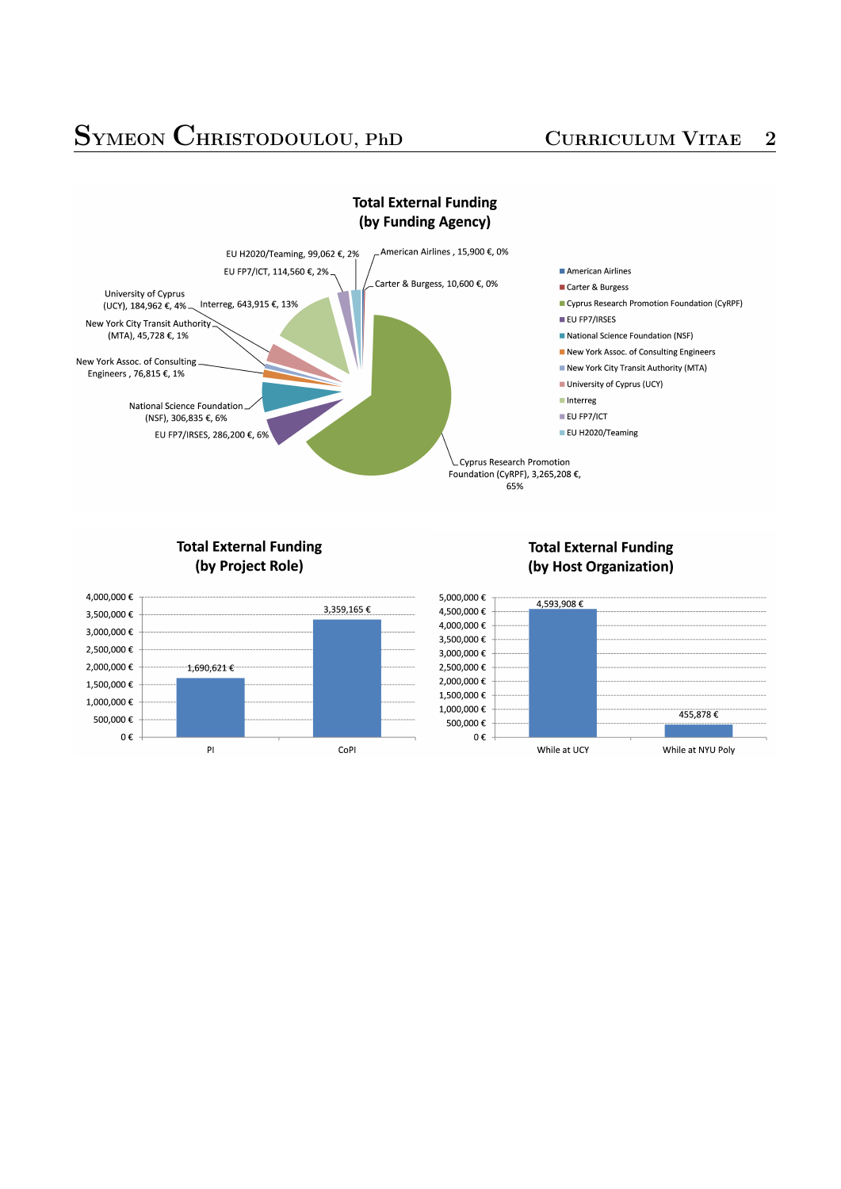## Total External Funding (by Funding Agency)

| Funding Agency | Amount | Share |
|---|---|---|
| American Airlines | 15,900 € | 0% |
| Carter & Burgess | 10,600 € | 0% |
| Cyprus Research Promotion Foundation (CyRPF) | 3,265,208 € | 65% |
| EU FP7/IRSES | 286,200 € | 6% |
| National Science Foundation (NSF) | 306,835 € | 6% |
| New York Assoc. of Consulting Engineers | 76,815 € | 1% |
| New York City Transit Authority (MTA) | 45,728 € | 1% |
| University of Cyprus (UCY) | 184,962 € | 4% |
| Interreg | 643,915 € | 13% |
| EU FP7/ICT | 114,560 € | 2% |
| EU H2020/Teaming | 99,062 € | 2% |

## Total External Funding (by Project Role)

| Project Role | Amount |
|---|---|
| PI | 1,690,621 € |
| CoPI | 3,359,165 € |

## Total External Funding (by Host Organization)

| Host Organization | Amount |
|---|---|
| While at UCY | 4,593,908 € |
| While at NYU Poly | 455,878 € |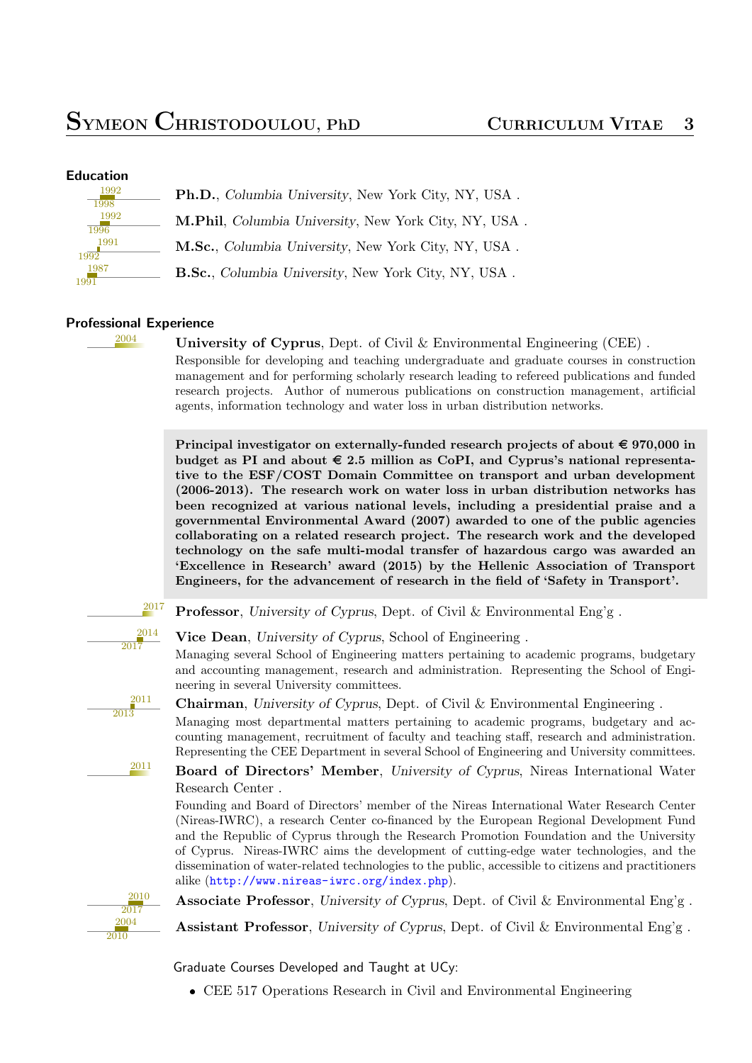## Education

1992–1998 **Ph.D.**, *Columbia University*, New York City, NY, USA .

1992–1996 **M.Phil**, *Columbia University*, New York City, NY, USA .

1991–1992 **M.Sc.**, *Columbia University*, New York City, NY, USA .

1987–1991 **B.Sc.**, *Columbia University*, New York City, NY, USA .

## Professional Experience

2004 **University of Cyprus**, Dept. of Civil & Environmental Engineering (CEE) .
Responsible for developing and teaching undergraduate and graduate courses in construction management and for performing scholarly research leading to refereed publications and funded research projects. Author of numerous publications on construction management, artificial agents, information technology and water loss in urban distribution networks.

**Principal investigator on externally-funded research projects of about € 970,000 in budget as PI and about € 2.5 million as CoPI, and Cyprus's national representative to the ESF/COST Domain Committee on transport and urban development (2006-2013). The research work on water loss in urban distribution networks has been recognized at various national levels, including a presidential praise and a governmental Environmental Award (2007) awarded to one of the public agencies collaborating on a related research project. The research work and the developed technology on the safe multi-modal transfer of hazardous cargo was awarded an 'Excellence in Research' award (2015) by the Hellenic Association of Transport Engineers, for the advancement of research in the field of 'Safety in Transport'.**

2017 **Professor**, *University of Cyprus*, Dept. of Civil & Environmental Eng'g .

2014–2017 **Vice Dean**, *University of Cyprus*, School of Engineering .
Managing several School of Engineering matters pertaining to academic programs, budgetary and accounting management, research and administration. Representing the School of Engineering in several University committees.

2011–2013 **Chairman**, *University of Cyprus*, Dept. of Civil & Environmental Engineering .
Managing most departmental matters pertaining to academic programs, budgetary and accounting management, recruitment of faculty and teaching staff, research and administration. Representing the CEE Department in several School of Engineering and University committees.

2011 **Board of Directors' Member**, *University of Cyprus*, Nireas International Water Research Center .
Founding and Board of Directors' member of the Nireas International Water Research Center (Nireas-IWRC), a research Center co-financed by the European Regional Development Fund and the Republic of Cyprus through the Research Promotion Foundation and the University of Cyprus. Nireas-IWRC aims the development of cutting-edge water technologies, and the dissemination of water-related technologies to the public, accessible to citizens and practitioners alike (http://www.nireas-iwrc.org/index.php).

2010–2017 **Associate Professor**, *University of Cyprus*, Dept. of Civil & Environmental Eng'g .

2004–2010 **Assistant Professor**, *University of Cyprus*, Dept. of Civil & Environmental Eng'g .

Graduate Courses Developed and Taught at UCy:

- CEE 517 Operations Research in Civil and Environmental Engineering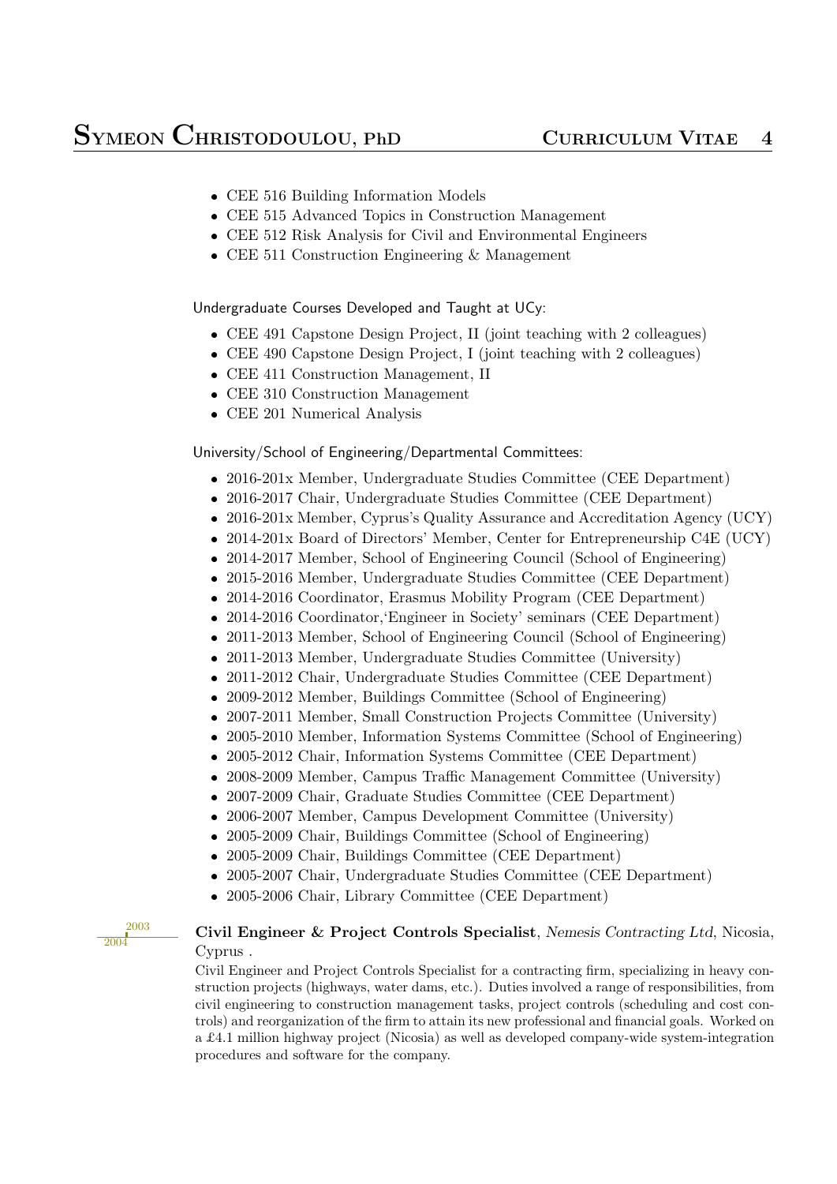- CEE 516 Building Information Models
- CEE 515 Advanced Topics in Construction Management
- CEE 512 Risk Analysis for Civil and Environmental Engineers
- CEE 511 Construction Engineering & Management

Undergraduate Courses Developed and Taught at UCy:

- CEE 491 Capstone Design Project, II (joint teaching with 2 colleagues)
- CEE 490 Capstone Design Project, I (joint teaching with 2 colleagues)
- CEE 411 Construction Management, II
- CEE 310 Construction Management
- CEE 201 Numerical Analysis

University/School of Engineering/Departmental Committees:

- 2016-201x Member, Undergraduate Studies Committee (CEE Department)
- 2016-2017 Chair, Undergraduate Studies Committee (CEE Department)
- 2016-201x Member, Cyprus's Quality Assurance and Accreditation Agency (UCY)
- 2014-201x Board of Directors' Member, Center for Entrepreneurship C4E (UCY)
- 2014-2017 Member, School of Engineering Council (School of Engineering)
- 2015-2016 Member, Undergraduate Studies Committee (CEE Department)
- 2014-2016 Coordinator, Erasmus Mobility Program (CEE Department)
- 2014-2016 Coordinator,'Engineer in Society' seminars (CEE Department)
- 2011-2013 Member, School of Engineering Council (School of Engineering)
- 2011-2013 Member, Undergraduate Studies Committee (University)
- 2011-2012 Chair, Undergraduate Studies Committee (CEE Department)
- 2009-2012 Member, Buildings Committee (School of Engineering)
- 2007-2011 Member, Small Construction Projects Committee (University)
- 2005-2010 Member, Information Systems Committee (School of Engineering)
- 2005-2012 Chair, Information Systems Committee (CEE Department)
- 2008-2009 Member, Campus Traffic Management Committee (University)
- 2007-2009 Chair, Graduate Studies Committee (CEE Department)
- 2006-2007 Member, Campus Development Committee (University)
- 2005-2009 Chair, Buildings Committee (School of Engineering)
- 2005-2009 Chair, Buildings Committee (CEE Department)
- 2005-2007 Chair, Undergraduate Studies Committee (CEE Department)
- 2005-2006 Chair, Library Committee (CEE Department)

2003–2004 **Civil Engineer & Project Controls Specialist**, *Nemesis Contracting Ltd*, Nicosia, Cyprus .

Civil Engineer and Project Controls Specialist for a contracting firm, specializing in heavy construction projects (highways, water dams, etc.). Duties involved a range of responsibilities, from civil engineering to construction management tasks, project controls (scheduling and cost controls) and reorganization of the firm to attain its new professional and financial goals. Worked on a £4.1 million highway project (Nicosia) as well as developed company-wide system-integration procedures and software for the company.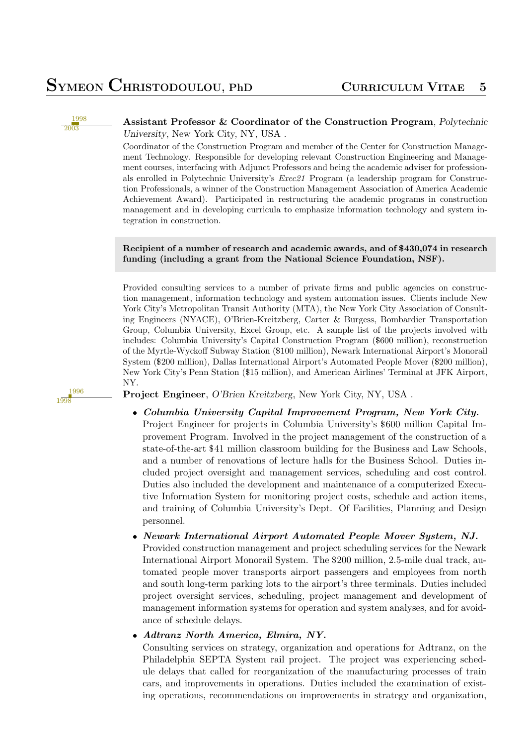1998–2003

**Assistant Professor & Coordinator of the Construction Program**, *Polytechnic University*, New York City, NY, USA .

Coordinator of the Construction Program and member of the Center for Construction Management Technology. Responsible for developing relevant Construction Engineering and Management courses, interfacing with Adjunct Professors and being the academic adviser for professionals enrolled in Polytechnic University's *Exec21* Program (a leadership program for Construction Professionals, a winner of the Construction Management Association of America Academic Achievement Award). Participated in restructuring the academic programs in construction management and in developing curricula to emphasize information technology and system integration in construction.

**Recipient of a number of research and academic awards, and of $430,074 in research funding (including a grant from the National Science Foundation, NSF).**

Provided consulting services to a number of private firms and public agencies on construction management, information technology and system automation issues. Clients include New York City's Metropolitan Transit Authority (MTA), the New York City Association of Consulting Engineers (NYACE), O'Brien-Kreitzberg, Carter & Burgess, Bombardier Transportation Group, Columbia University, Excel Group, etc. A sample list of the projects involved with includes: Columbia University's Capital Construction Program ($600 million), reconstruction of the Myrtle-Wyckoff Subway Station ($100 million), Newark International Airport's Monorail System ($200 million), Dallas International Airport's Automated People Mover ($200 million), New York City's Penn Station ($15 million), and American Airlines' Terminal at JFK Airport, NY.

1996–1998

**Project Engineer**, *O'Brien Kreitzberg*, New York City, NY, USA .

- ***Columbia University Capital Improvement Program, New York City.*** Project Engineer for projects in Columbia University's $600 million Capital Improvement Program. Involved in the project management of the construction of a state-of-the-art $41 million classroom building for the Business and Law Schools, and a number of renovations of lecture halls for the Business School. Duties included project oversight and management services, scheduling and cost control. Duties also included the development and maintenance of a computerized Executive Information System for monitoring project costs, schedule and action items, and training of Columbia University's Dept. Of Facilities, Planning and Design personnel.
- ***Newark International Airport Automated People Mover System, NJ.*** Provided construction management and project scheduling services for the Newark International Airport Monorail System. The $200 million, 2.5-mile dual track, automated people mover transports airport passengers and employees from north and south long-term parking lots to the airport's three terminals. Duties included project oversight services, scheduling, project management and development of management information systems for operation and system analyses, and for avoidance of schedule delays.
- ***Adtranz North America, Elmira, NY.*** Consulting services on strategy, organization and operations for Adtranz, on the Philadelphia SEPTA System rail project. The project was experiencing schedule delays that called for reorganization of the manufacturing processes of train cars, and improvements in operations. Duties included the examination of existing operations, recommendations on improvements in strategy and organization,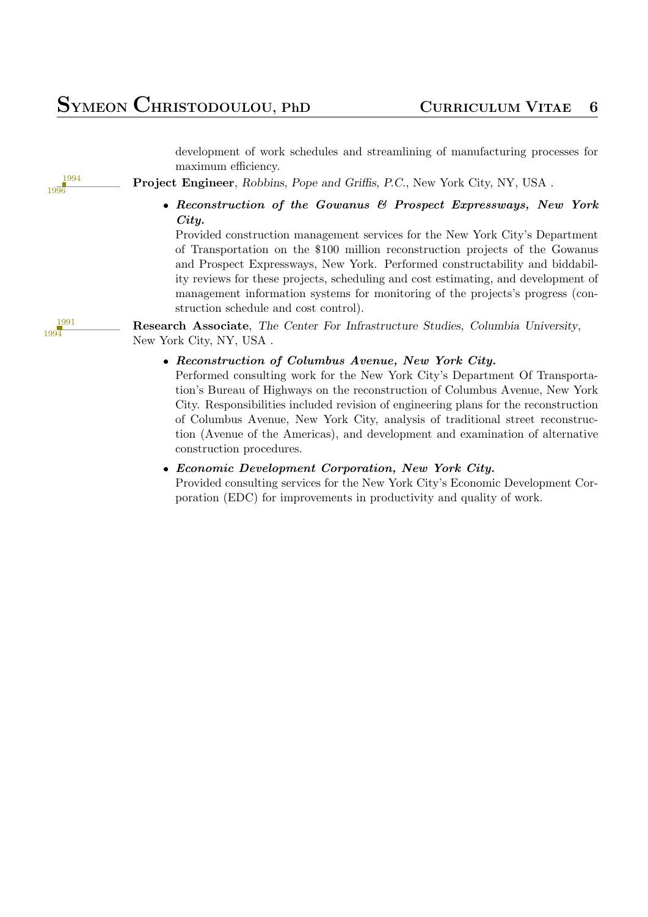development of work schedules and streamlining of manufacturing processes for maximum efficiency.

1994–1996

**Project Engineer**, *Robbins, Pope and Griffis, P.C.*, New York City, NY, USA .

- ***Reconstruction of the Gowanus & Prospect Expressways, New York City.***
  Provided construction management services for the New York City's Department of Transportation on the $100 million reconstruction projects of the Gowanus and Prospect Expressways, New York. Performed constructability and biddability reviews for these projects, scheduling and cost estimating, and development of management information systems for monitoring of the projects's progress (construction schedule and cost control).

1991–1994

**Research Associate**, *The Center For Infrastructure Studies, Columbia University*, New York City, NY, USA .

- ***Reconstruction of Columbus Avenue, New York City.***
  Performed consulting work for the New York City's Department Of Transportation's Bureau of Highways on the reconstruction of Columbus Avenue, New York City. Responsibilities included revision of engineering plans for the reconstruction of Columbus Avenue, New York City, analysis of traditional street reconstruction (Avenue of the Americas), and development and examination of alternative construction procedures.
- ***Economic Development Corporation, New York City.***
  Provided consulting services for the New York City's Economic Development Corporation (EDC) for improvements in productivity and quality of work.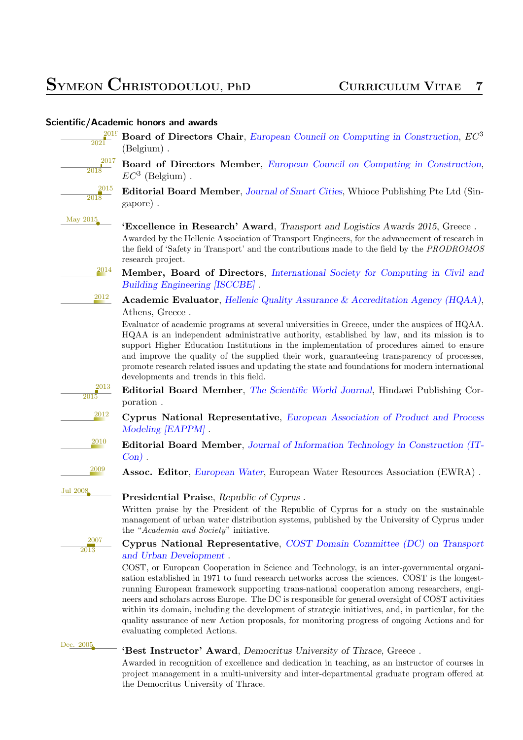### Scientific/Academic honors and awards

2019–2021 **Board of Directors Chair**, *European Council on Computing in Construction*, $EC^3$ (Belgium) .

2017–2018 **Board of Directors Member**, *European Council on Computing in Construction*, $EC^3$ (Belgium) .

2015–2018 **Editorial Board Member**, *Journal of Smart Cities*, Whioce Publishing Pte Ltd (Singapore) .

May 2015 **'Excellence in Research' Award**, *Transport and Logistics Awards 2015*, Greece .
Awarded by the Hellenic Association of Transport Engineers, for the advancement of research in the field of 'Safety in Transport' and the contributions made to the field by the *PRODROMOS* research project.

2014 **Member, Board of Directors**, *International Society for Computing in Civil and Building Engineering [ISCCBE]* .

2012 **Academic Evaluator**, *Hellenic Quality Assurance & Accreditation Agency (HQAA)*, Athens, Greece .
Evaluator of academic programs at several universities in Greece, under the auspices of HQAA. HQAA is an independent administrative authority, established by law, and its mission is to support Higher Education Institutions in the implementation of procedures aimed to ensure and improve the quality of the supplied their work, guaranteeing transparency of processes, promote research related issues and updating the state and foundations for modern international developments and trends in this field.

2013–2015 **Editorial Board Member**, *The Scientific World Journal*, Hindawi Publishing Corporation .

2012 **Cyprus National Representative**, *European Association of Product and Process Modeling [EAPPM]* .

2010 **Editorial Board Member**, *Journal of Information Technology in Construction (ITCon)* .

2009 **Assoc. Editor**, *European Water*, European Water Resources Association (EWRA) .

Jul 2008 **Presidential Praise**, *Republic of Cyprus* .
Written praise by the President of the Republic of Cyprus for a study on the sustainable management of urban water distribution systems, published by the University of Cyprus under the "*Academia and Society*" initiative.

2007–2013 **Cyprus National Representative**, *COST Domain Committee (DC) on Transport and Urban Development* .
COST, or European Cooperation in Science and Technology, is an inter-governmental organisation established in 1971 to fund research networks across the sciences. COST is the longest-running European framework supporting trans-national cooperation among researchers, engineers and scholars across Europe. The DC is responsible for general oversight of COST activities within its domain, including the development of strategic initiatives, and, in particular, for the quality assurance of new Action proposals, for monitoring progress of ongoing Actions and for evaluating completed Actions.

Dec. 2005 **'Best Instructor' Award**, *Democritus University of Thrace*, Greece .
Awarded in recognition of excellence and dedication in teaching, as an instructor of courses in project management in a multi-university and inter-departmental graduate program offered at the Democritus University of Thrace.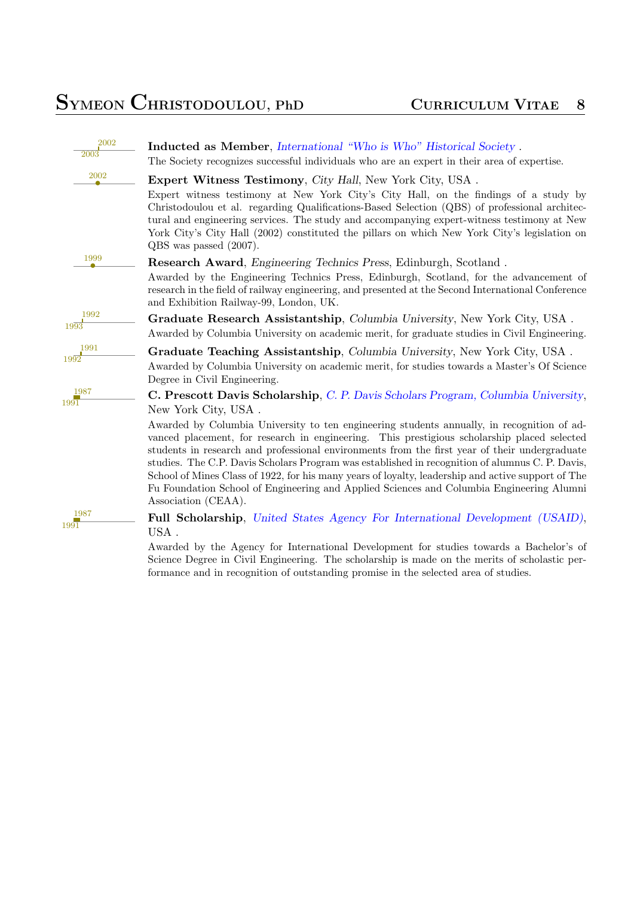2002–2003

**Inducted as Member**, *International "Who is Who" Historical Society* .
The Society recognizes successful individuals who are an expert in their area of expertise.

2002

**Expert Witness Testimony**, *City Hall*, New York City, USA .
Expert witness testimony at New York City's City Hall, on the findings of a study by Christodoulou et al. regarding Qualifications-Based Selection (QBS) of professional architectural and engineering services. The study and accompanying expert-witness testimony at New York City's City Hall (2002) constituted the pillars on which New York City's legislation on QBS was passed (2007).

1999

**Research Award**, *Engineering Technics Press*, Edinburgh, Scotland .
Awarded by the Engineering Technics Press, Edinburgh, Scotland, for the advancement of research in the field of railway engineering, and presented at the Second International Conference and Exhibition Railway-99, London, UK.

1992–1993

**Graduate Research Assistantship**, *Columbia University*, New York City, USA .
Awarded by Columbia University on academic merit, for graduate studies in Civil Engineering.

1991–1992

**Graduate Teaching Assistantship**, *Columbia University*, New York City, USA .
Awarded by Columbia University on academic merit, for studies towards a Master's Of Science Degree in Civil Engineering.

1987–1991

**C. Prescott Davis Scholarship**, *C. P. Davis Scholars Program, Columbia University*, New York City, USA .
Awarded by Columbia University to ten engineering students annually, in recognition of advanced placement, for research in engineering. This prestigious scholarship placed selected students in research and professional environments from the first year of their undergraduate studies. The C.P. Davis Scholars Program was established in recognition of alumnus C. P. Davis, School of Mines Class of 1922, for his many years of loyalty, leadership and active support of The Fu Foundation School of Engineering and Applied Sciences and Columbia Engineering Alumni Association (CEAA).

1987–1991

**Full Scholarship**, *United States Agency For International Development (USAID)*, USA .
Awarded by the Agency for International Development for studies towards a Bachelor's of Science Degree in Civil Engineering. The scholarship is made on the merits of scholastic performance and in recognition of outstanding promise in the selected area of studies.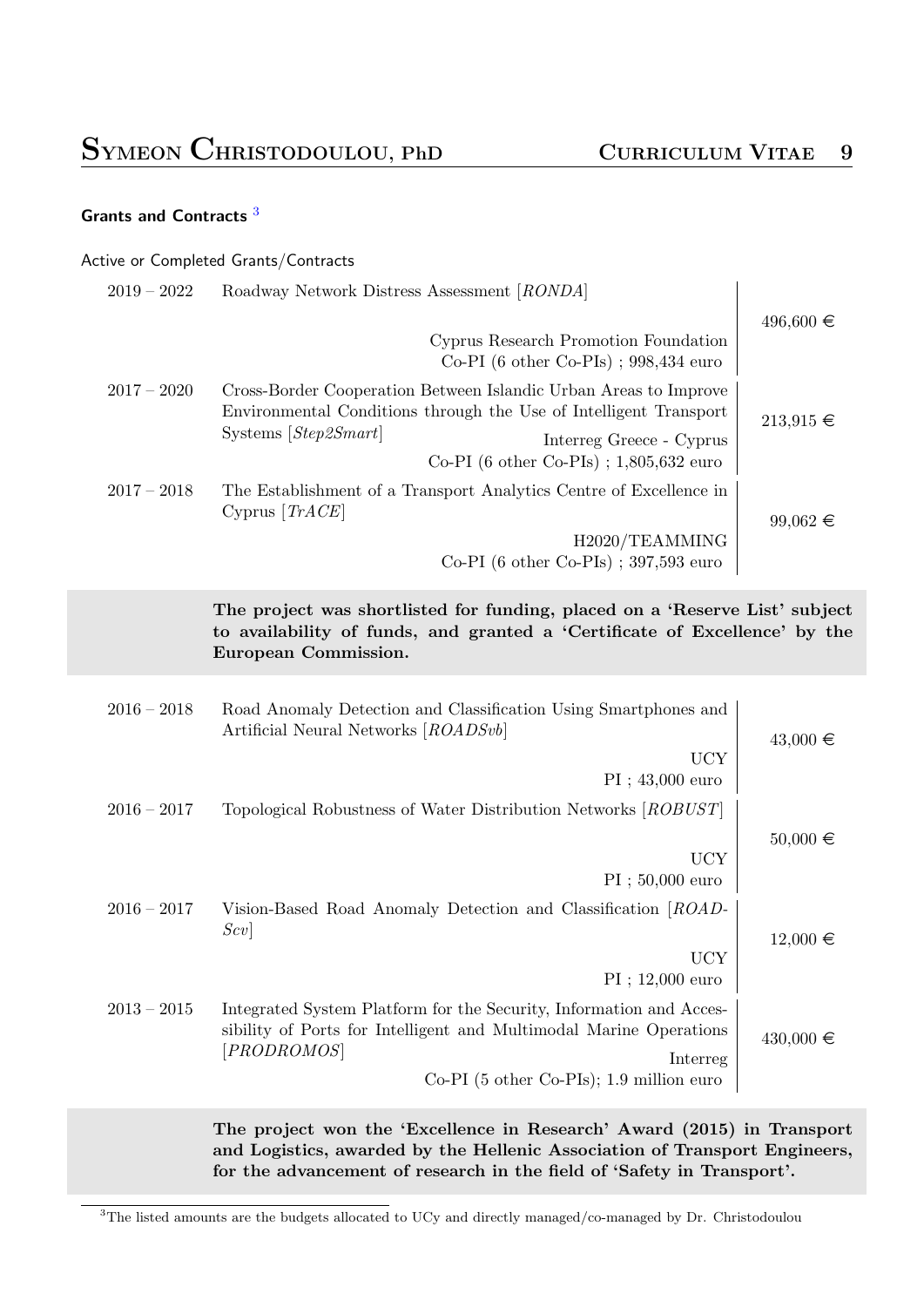### Grants and Contracts [3]

Active or Completed Grants/Contracts

| Period | Project | Amount |
|---|---|---|
| 2019 – 2022 | Roadway Network Distress Assessment [*RONDA*]<br>Cyprus Research Promotion Foundation<br>Co-PI (6 other Co-PIs) ; 998,434 euro | 496,600 € |
| 2017 – 2020 | Cross-Border Cooperation Between Islandic Urban Areas to Improve Environmental Conditions through the Use of Intelligent Transport Systems [*Step2Smart*]<br>Interreg Greece - Cyprus<br>Co-PI (6 other Co-PIs) ; 1,805,632 euro | 213,915 € |
| 2017 – 2018 | The Establishment of a Transport Analytics Centre of Excellence in Cyprus [*TrACE*]<br>H2020/TEAMMING<br>Co-PI (6 other Co-PIs) ; 397,593 euro | 99,062 € |

**The project was shortlisted for funding, placed on a 'Reserve List' subject to availability of funds, and granted a 'Certificate of Excellence' by the European Commission.**

| Period | Project | Amount |
|---|---|---|
| 2016 – 2018 | Road Anomaly Detection and Classification Using Smartphones and Artificial Neural Networks [*ROADSvb*]<br>UCY<br>PI ; 43,000 euro | 43,000 € |
| 2016 – 2017 | Topological Robustness of Water Distribution Networks [*ROBUST*]<br>UCY<br>PI ; 50,000 euro | 50,000 € |
| 2016 – 2017 | Vision-Based Road Anomaly Detection and Classification [*ROAD-Scv*]<br>UCY<br>PI ; 12,000 euro | 12,000 € |
| 2013 – 2015 | Integrated System Platform for the Security, Information and Accessibility of Ports for Intelligent and Multimodal Marine Operations [*PRODROMOS*]<br>Interreg<br>Co-PI (5 other Co-PIs); 1.9 million euro | 430,000 € |

**The project won the 'Excellence in Research' Award (2015) in Transport and Logistics, awarded by the Hellenic Association of Transport Engineers, for the advancement of research in the field of 'Safety in Transport'.**

[3] The listed amounts are the budgets allocated to UCy and directly managed/co-managed by Dr. Christodoulou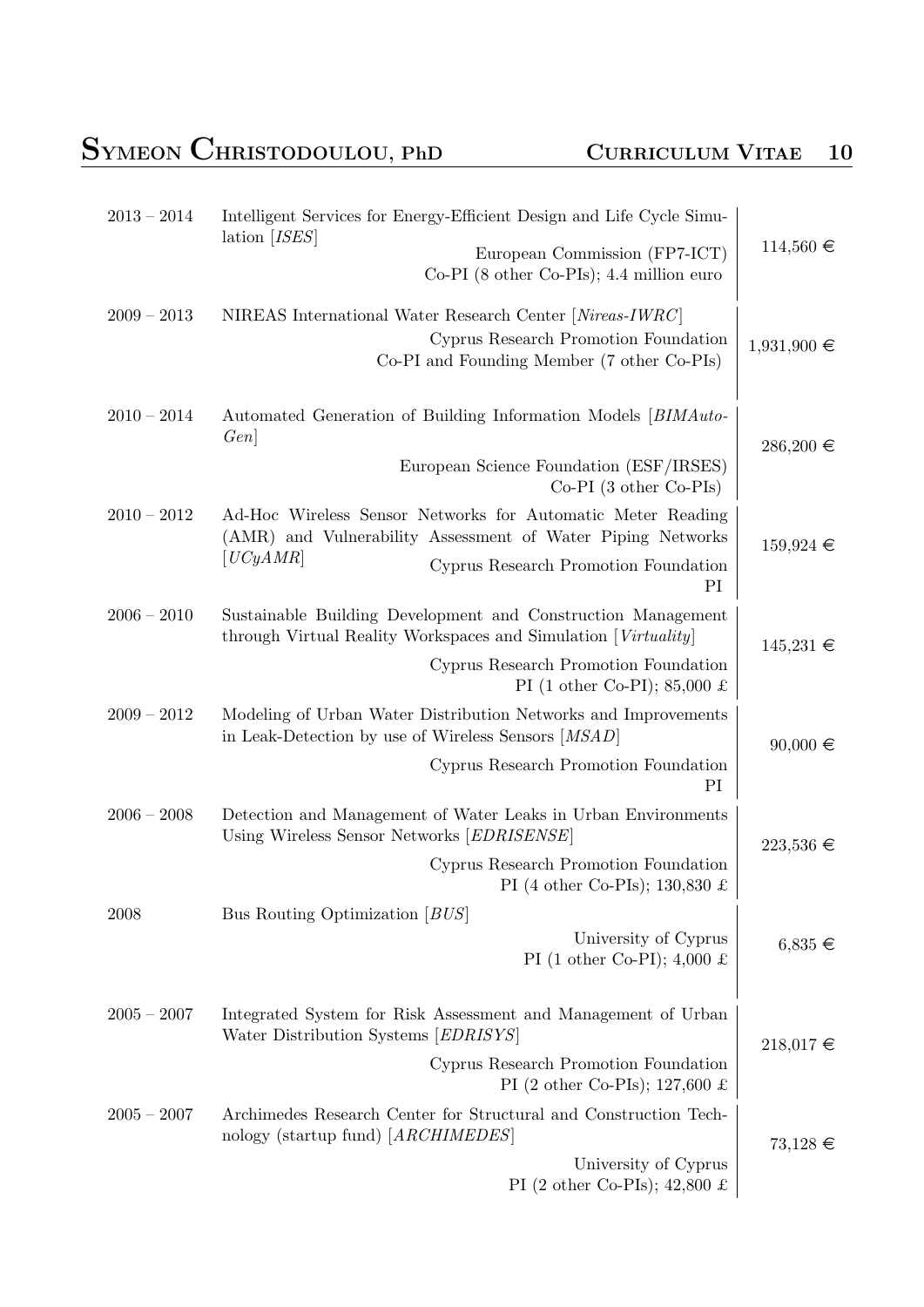| Years | Project | Amount |
|---|---|---|
| 2013 – 2014 | Intelligent Services for Energy-Efficient Design and Life Cycle Simulation [*ISES*]<br>European Commission (FP7-ICT)<br>Co-PI (8 other Co-PIs); 4.4 million euro | 114,560 € |
| 2009 – 2013 | NIREAS International Water Research Center [*Nireas-IWRC*]<br>Cyprus Research Promotion Foundation<br>Co-PI and Founding Member (7 other Co-PIs) | 1,931,900 € |
| 2010 – 2014 | Automated Generation of Building Information Models [*BIMAuto-Gen*]<br>European Science Foundation (ESF/IRSES)<br>Co-PI (3 other Co-PIs) | 286,200 € |
| 2010 – 2012 | Ad-Hoc Wireless Sensor Networks for Automatic Meter Reading (AMR) and Vulnerability Assessment of Water Piping Networks [*UCyAMR*]<br>Cyprus Research Promotion Foundation<br>PI | 159,924 € |
| 2006 – 2010 | Sustainable Building Development and Construction Management through Virtual Reality Workspaces and Simulation [*Virtuality*]<br>Cyprus Research Promotion Foundation<br>PI (1 other Co-PI); 85,000 £ | 145,231 € |
| 2009 – 2012 | Modeling of Urban Water Distribution Networks and Improvements in Leak-Detection by use of Wireless Sensors [*MSAD*]<br>Cyprus Research Promotion Foundation<br>PI | 90,000 € |
| 2006 – 2008 | Detection and Management of Water Leaks in Urban Environments Using Wireless Sensor Networks [*EDRISENSE*]<br>Cyprus Research Promotion Foundation<br>PI (4 other Co-PIs); 130,830 £ | 223,536 € |
| 2008 | Bus Routing Optimization [*BUS*]<br>University of Cyprus<br>PI (1 other Co-PI); 4,000 £ | 6,835 € |
| 2005 – 2007 | Integrated System for Risk Assessment and Management of Urban Water Distribution Systems [*EDRISYS*]<br>Cyprus Research Promotion Foundation<br>PI (2 other Co-PIs); 127,600 £ | 218,017 € |
| 2005 – 2007 | Archimedes Research Center for Structural and Construction Technology (startup fund) [*ARCHIMEDES*]<br>University of Cyprus<br>PI (2 other Co-PIs); 42,800 £ | 73,128 € |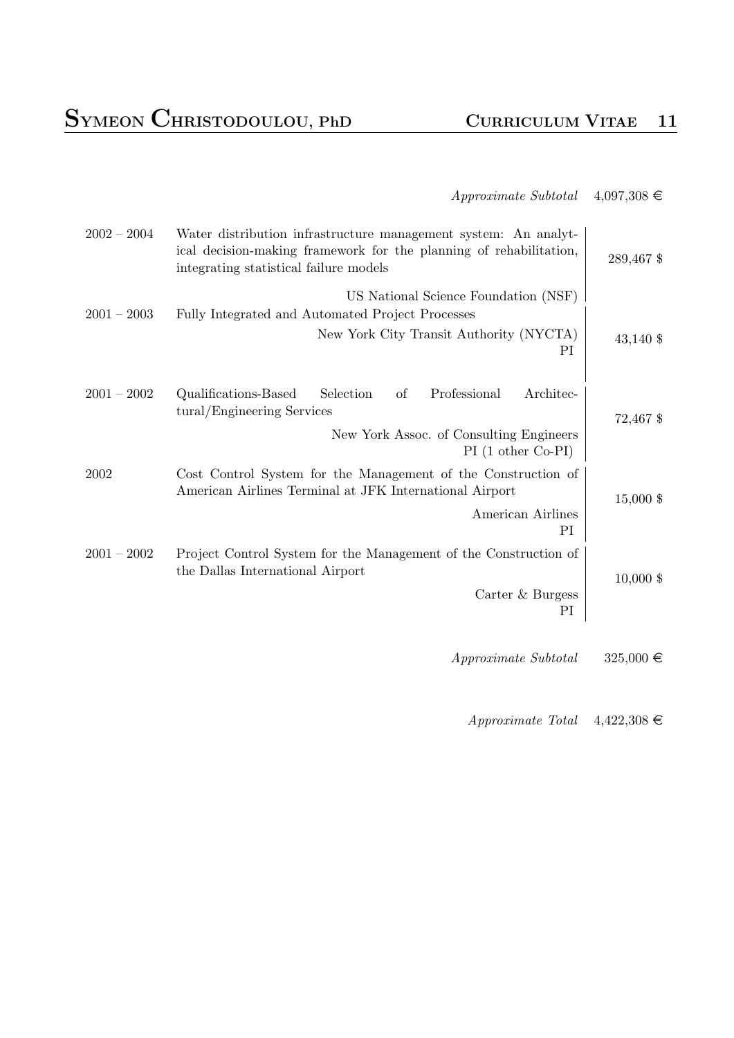*Approximate Subtotal* 4,097,308 €

| | | |
|---|---|---|
| 2002 – 2004 | Water distribution infrastructure management system: An analytical decision-making framework for the planning of rehabilitation, integrating statistical failure models<br>US National Science Foundation (NSF) | 289,467 $ |
| 2001 – 2003 | Fully Integrated and Automated Project Processes<br>New York City Transit Authority (NYCTA)<br>PI | 43,140 $ |
| 2001 – 2002 | Qualifications-Based Selection of Professional Architectural/Engineering Services<br>New York Assoc. of Consulting Engineers<br>PI (1 other Co-PI) | 72,467 $ |
| 2002 | Cost Control System for the Management of the Construction of American Airlines Terminal at JFK International Airport<br>American Airlines<br>PI | 15,000 $ |
| 2001 – 2002 | Project Control System for the Management of the Construction of the Dallas International Airport<br>Carter & Burgess<br>PI | 10,000 $ |

*Approximate Subtotal* 325,000 €

*Approximate Total* 4,422,308 €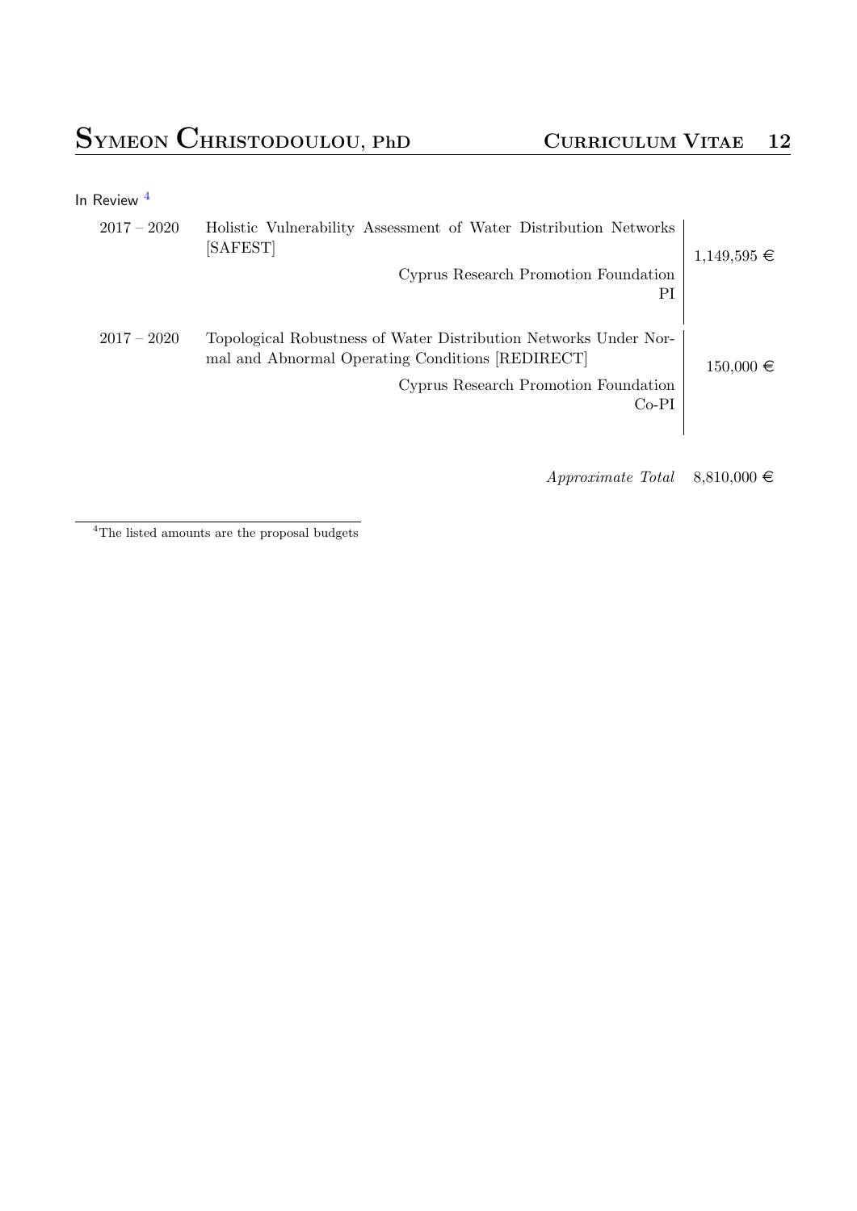In Review [4]

| | | |
|---|---|---|
| 2017 – 2020 | Holistic Vulnerability Assessment of Water Distribution Networks [SAFEST]<br>Cyprus Research Promotion Foundation<br>PI | 1,149,595 € |
| 2017 – 2020 | Topological Robustness of Water Distribution Networks Under Normal and Abnormal Operating Conditions [REDIRECT]<br>Cyprus Research Promotion Foundation<br>Co-PI | 150,000 € |

*Approximate Total* 8,810,000 €

[4] The listed amounts are the proposal budgets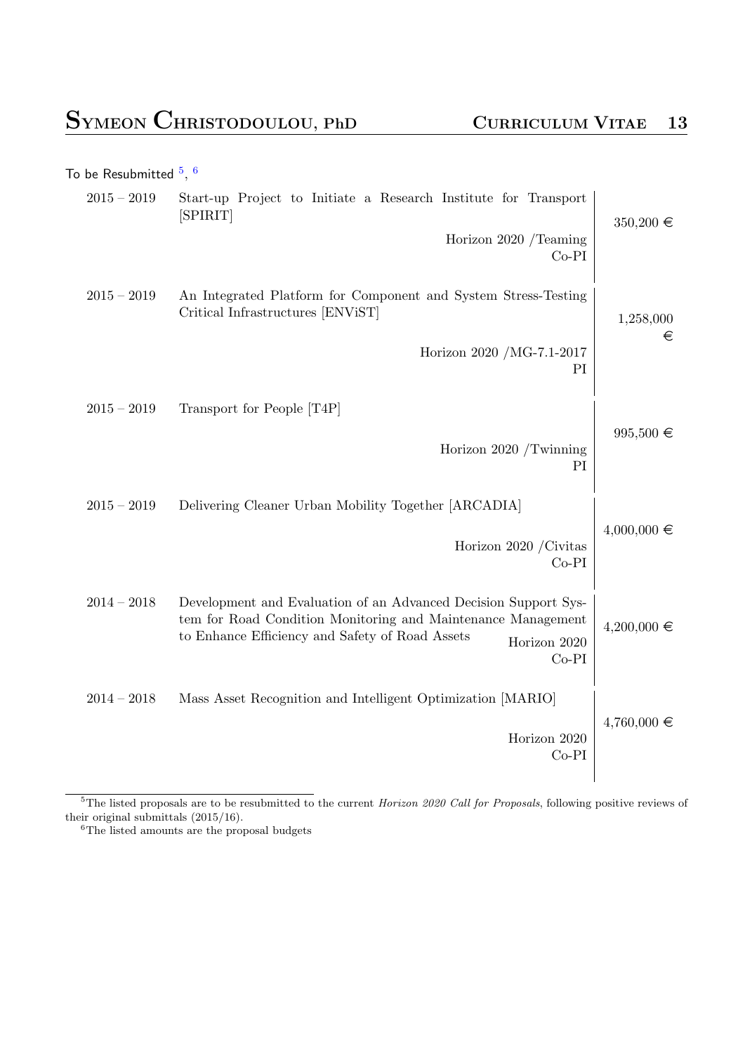To be Resubmitted [5], [6]

| Period | Project | Budget |
|---|---|---|
| 2015 – 2019 | Start-up Project to Initiate a Research Institute for Transport [SPIRIT]<br>Horizon 2020 /Teaming<br>Co-PI | 350,200 € |
| 2015 – 2019 | An Integrated Platform for Component and System Stress-Testing Critical Infrastructures [ENViST]<br>Horizon 2020 /MG-7.1-2017<br>PI | 1,258,000 € |
| 2015 – 2019 | Transport for People [T4P]<br>Horizon 2020 /Twinning<br>PI | 995,500 € |
| 2015 – 2019 | Delivering Cleaner Urban Mobility Together [ARCADIA]<br>Horizon 2020 /Civitas<br>Co-PI | 4,000,000 € |
| 2014 – 2018 | Development and Evaluation of an Advanced Decision Support System for Road Condition Monitoring and Maintenance Management to Enhance Efficiency and Safety of Road Assets<br>Horizon 2020<br>Co-PI | 4,200,000 € |
| 2014 – 2018 | Mass Asset Recognition and Intelligent Optimization [MARIO]<br>Horizon 2020<br>Co-PI | 4,760,000 € |

[5] The listed proposals are to be resubmitted to the current *Horizon 2020 Call for Proposals*, following positive reviews of their original submittals (2015/16).

[6] The listed amounts are the proposal budgets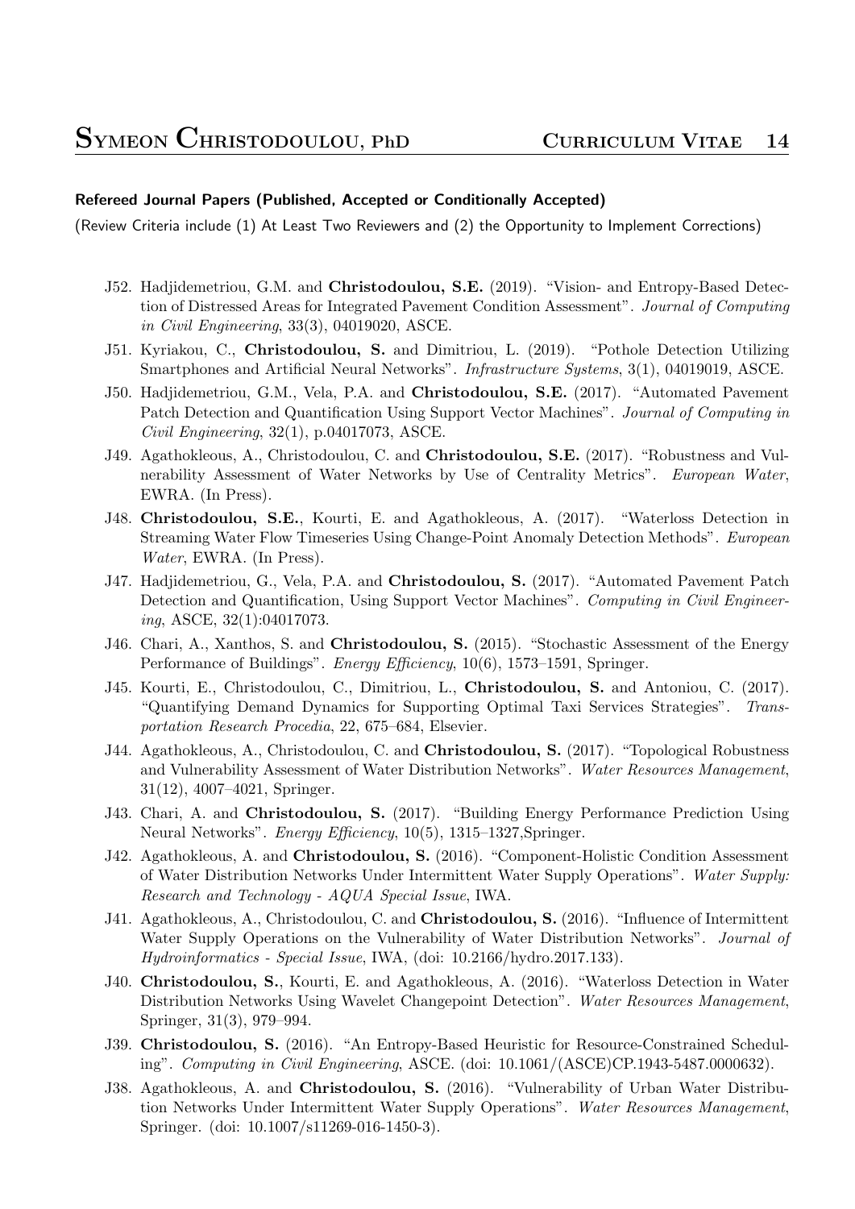### Refereed Journal Papers (Published, Accepted or Conditionally Accepted)

(Review Criteria include (1) At Least Two Reviewers and (2) the Opportunity to Implement Corrections)

- J52. Hadjidemetriou, G.M. and **Christodoulou, S.E.** (2019). "Vision- and Entropy-Based Detection of Distressed Areas for Integrated Pavement Condition Assessment". *Journal of Computing in Civil Engineering*, 33(3), 04019020, ASCE.
- J51. Kyriakou, C., **Christodoulou, S.** and Dimitriou, L. (2019). "Pothole Detection Utilizing Smartphones and Artificial Neural Networks". *Infrastructure Systems*, 3(1), 04019019, ASCE.
- J50. Hadjidemetriou, G.M., Vela, P.A. and **Christodoulou, S.E.** (2017). "Automated Pavement Patch Detection and Quantification Using Support Vector Machines". *Journal of Computing in Civil Engineering*, 32(1), p.04017073, ASCE.
- J49. Agathokleous, A., Christodoulou, C. and **Christodoulou, S.E.** (2017). "Robustness and Vulnerability Assessment of Water Networks by Use of Centrality Metrics". *European Water*, EWRA. (In Press).
- J48. **Christodoulou, S.E.**, Kourti, E. and Agathokleous, A. (2017). "Waterloss Detection in Streaming Water Flow Timeseries Using Change-Point Anomaly Detection Methods". *European Water*, EWRA. (In Press).
- J47. Hadjidemetriou, G., Vela, P.A. and **Christodoulou, S.** (2017). "Automated Pavement Patch Detection and Quantification, Using Support Vector Machines". *Computing in Civil Engineering*, ASCE, 32(1):04017073.
- J46. Chari, A., Xanthos, S. and **Christodoulou, S.** (2015). "Stochastic Assessment of the Energy Performance of Buildings". *Energy Efficiency*, 10(6), 1573–1591, Springer.
- J45. Kourti, E., Christodoulou, C., Dimitriou, L., **Christodoulou, S.** and Antoniou, C. (2017). "Quantifying Demand Dynamics for Supporting Optimal Taxi Services Strategies". *Transportation Research Procedia*, 22, 675–684, Elsevier.
- J44. Agathokleous, A., Christodoulou, C. and **Christodoulou, S.** (2017). "Topological Robustness and Vulnerability Assessment of Water Distribution Networks". *Water Resources Management*, 31(12), 4007–4021, Springer.
- J43. Chari, A. and **Christodoulou, S.** (2017). "Building Energy Performance Prediction Using Neural Networks". *Energy Efficiency*, 10(5), 1315–1327,Springer.
- J42. Agathokleous, A. and **Christodoulou, S.** (2016). "Component-Holistic Condition Assessment of Water Distribution Networks Under Intermittent Water Supply Operations". *Water Supply: Research and Technology - AQUA Special Issue*, IWA.
- J41. Agathokleous, A., Christodoulou, C. and **Christodoulou, S.** (2016). "Influence of Intermittent Water Supply Operations on the Vulnerability of Water Distribution Networks". *Journal of Hydroinformatics - Special Issue*, IWA, (doi: 10.2166/hydro.2017.133).
- J40. **Christodoulou, S.**, Kourti, E. and Agathokleous, A. (2016). "Waterloss Detection in Water Distribution Networks Using Wavelet Changepoint Detection". *Water Resources Management*, Springer, 31(3), 979–994.
- J39. **Christodoulou, S.** (2016). "An Entropy-Based Heuristic for Resource-Constrained Scheduling". *Computing in Civil Engineering*, ASCE. (doi: 10.1061/(ASCE)CP.1943-5487.0000632).
- J38. Agathokleous, A. and **Christodoulou, S.** (2016). "Vulnerability of Urban Water Distribution Networks Under Intermittent Water Supply Operations". *Water Resources Management*, Springer. (doi: 10.1007/s11269-016-1450-3).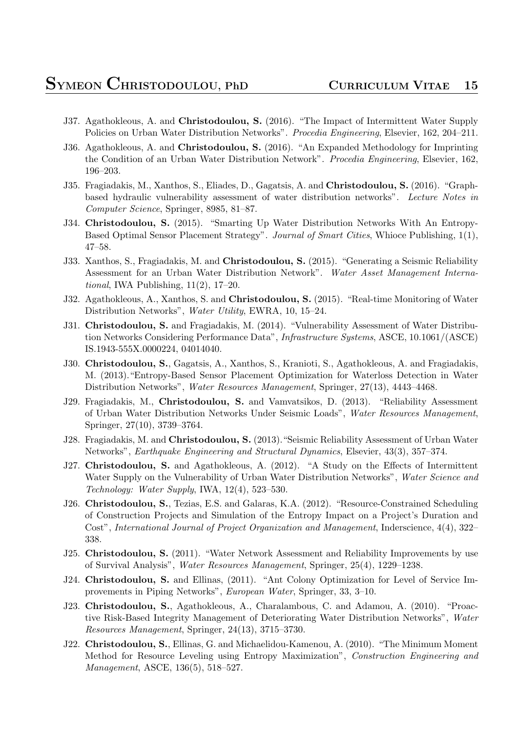- J37. Agathokleous, A. and **Christodoulou, S.** (2016). "The Impact of Intermittent Water Supply Policies on Urban Water Distribution Networks". *Procedia Engineering*, Elsevier, 162, 204–211.
- J36. Agathokleous, A. and **Christodoulou, S.** (2016). "An Expanded Methodology for Imprinting the Condition of an Urban Water Distribution Network". *Procedia Engineering*, Elsevier, 162, 196–203.
- J35. Fragiadakis, M., Xanthos, S., Eliades, D., Gagatsis, A. and **Christodoulou, S.** (2016). "Graph-based hydraulic vulnerability assessment of water distribution networks". *Lecture Notes in Computer Science*, Springer, 8985, 81–87.
- J34. **Christodoulou, S.** (2015). "Smarting Up Water Distribution Networks With An Entropy-Based Optimal Sensor Placement Strategy". *Journal of Smart Cities*, Whioce Publishing, 1(1), 47–58.
- J33. Xanthos, S., Fragiadakis, M. and **Christodoulou, S.** (2015). "Generating a Seismic Reliability Assessment for an Urban Water Distribution Network". *Water Asset Management International*, IWA Publishing, 11(2), 17–20.
- J32. Agathokleous, A., Xanthos, S. and **Christodoulou, S.** (2015). "Real-time Monitoring of Water Distribution Networks", *Water Utility*, EWRA, 10, 15–24.
- J31. **Christodoulou, S.** and Fragiadakis, M. (2014). "Vulnerability Assessment of Water Distribution Networks Considering Performance Data", *Infrastructure Systems*, ASCE, 10.1061/(ASCE) IS.1943-555X.0000224, 04014040.
- J30. **Christodoulou, S.**, Gagatsis, A., Xanthos, S., Kranioti, S., Agathokleous, A. and Fragiadakis, M. (2013)."Entropy-Based Sensor Placement Optimization for Waterloss Detection in Water Distribution Networks", *Water Resources Management*, Springer, 27(13), 4443–4468.
- J29. Fragiadakis, M., **Christodoulou, S.** and Vamvatsikos, D. (2013). "Reliability Assessment of Urban Water Distribution Networks Under Seismic Loads", *Water Resources Management*, Springer, 27(10), 3739–3764.
- J28. Fragiadakis, M. and **Christodoulou, S.** (2013)."Seismic Reliability Assessment of Urban Water Networks", *Earthquake Engineering and Structural Dynamics*, Elsevier, 43(3), 357–374.
- J27. **Christodoulou, S.** and Agathokleous, A. (2012). "A Study on the Effects of Intermittent Water Supply on the Vulnerability of Urban Water Distribution Networks", *Water Science and Technology: Water Supply*, IWA, 12(4), 523–530.
- J26. **Christodoulou, S.**, Tezias, E.S. and Galaras, K.A. (2012). "Resource-Constrained Scheduling of Construction Projects and Simulation of the Entropy Impact on a Project's Duration and Cost", *International Journal of Project Organization and Management*, Inderscience, 4(4), 322–338.
- J25. **Christodoulou, S.** (2011). "Water Network Assessment and Reliability Improvements by use of Survival Analysis", *Water Resources Management*, Springer, 25(4), 1229–1238.
- J24. **Christodoulou, S.** and Ellinas, (2011). "Ant Colony Optimization for Level of Service Improvements in Piping Networks", *European Water*, Springer, 33, 3–10.
- J23. **Christodoulou, S.**, Agathokleous, A., Charalambous, C. and Adamou, A. (2010). "Proactive Risk-Based Integrity Management of Deteriorating Water Distribution Networks", *Water Resources Management*, Springer, 24(13), 3715–3730.
- J22. **Christodoulou, S.**, Ellinas, G. and Michaelidou-Kamenou, A. (2010). "The Minimum Moment Method for Resource Leveling using Entropy Maximization", *Construction Engineering and Management*, ASCE, 136(5), 518–527.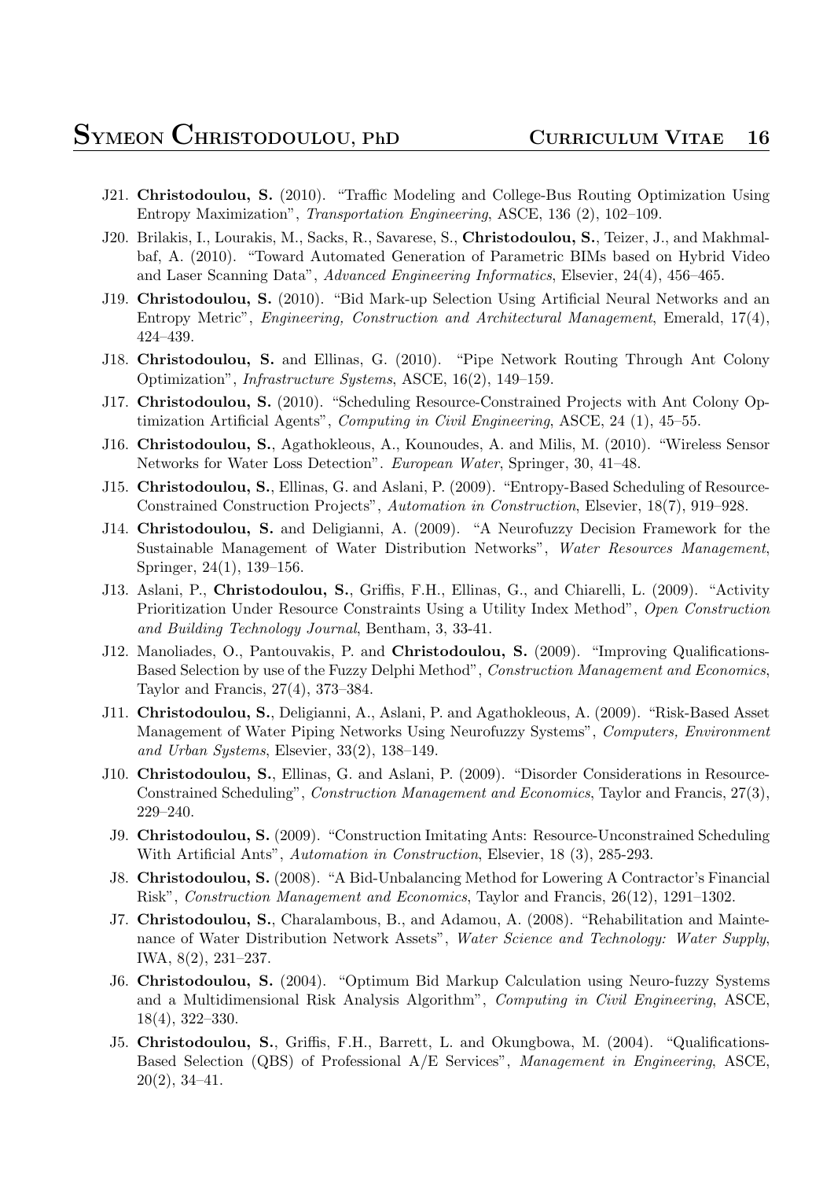- J21. **Christodoulou, S.** (2010). "Traffic Modeling and College-Bus Routing Optimization Using Entropy Maximization", *Transportation Engineering*, ASCE, 136 (2), 102–109.
- J20. Brilakis, I., Lourakis, M., Sacks, R., Savarese, S., **Christodoulou, S.**, Teizer, J., and Makhmalbaf, A. (2010). "Toward Automated Generation of Parametric BIMs based on Hybrid Video and Laser Scanning Data", *Advanced Engineering Informatics*, Elsevier, 24(4), 456–465.
- J19. **Christodoulou, S.** (2010). "Bid Mark-up Selection Using Artificial Neural Networks and an Entropy Metric", *Engineering, Construction and Architectural Management*, Emerald, 17(4), 424–439.
- J18. **Christodoulou, S.** and Ellinas, G. (2010). "Pipe Network Routing Through Ant Colony Optimization", *Infrastructure Systems*, ASCE, 16(2), 149–159.
- J17. **Christodoulou, S.** (2010). "Scheduling Resource-Constrained Projects with Ant Colony Optimization Artificial Agents", *Computing in Civil Engineering*, ASCE, 24 (1), 45–55.
- J16. **Christodoulou, S.**, Agathokleous, A., Kounoudes, A. and Milis, M. (2010). "Wireless Sensor Networks for Water Loss Detection". *European Water*, Springer, 30, 41–48.
- J15. **Christodoulou, S.**, Ellinas, G. and Aslani, P. (2009). "Entropy-Based Scheduling of Resource-Constrained Construction Projects", *Automation in Construction*, Elsevier, 18(7), 919–928.
- J14. **Christodoulou, S.** and Deligianni, A. (2009). "A Neurofuzzy Decision Framework for the Sustainable Management of Water Distribution Networks", *Water Resources Management*, Springer, 24(1), 139–156.
- J13. Aslani, P., **Christodoulou, S.**, Griffis, F.H., Ellinas, G., and Chiarelli, L. (2009). "Activity Prioritization Under Resource Constraints Using a Utility Index Method", *Open Construction and Building Technology Journal*, Bentham, 3, 33-41.
- J12. Manoliades, O., Pantouvakis, P. and **Christodoulou, S.** (2009). "Improving Qualifications-Based Selection by use of the Fuzzy Delphi Method", *Construction Management and Economics*, Taylor and Francis, 27(4), 373–384.
- J11. **Christodoulou, S.**, Deligianni, A., Aslani, P. and Agathokleous, A. (2009). "Risk-Based Asset Management of Water Piping Networks Using Neurofuzzy Systems", *Computers, Environment and Urban Systems*, Elsevier, 33(2), 138–149.
- J10. **Christodoulou, S.**, Ellinas, G. and Aslani, P. (2009). "Disorder Considerations in Resource-Constrained Scheduling", *Construction Management and Economics*, Taylor and Francis, 27(3), 229–240.
- J9. **Christodoulou, S.** (2009). "Construction Imitating Ants: Resource-Unconstrained Scheduling With Artificial Ants", *Automation in Construction*, Elsevier, 18 (3), 285-293.
- J8. **Christodoulou, S.** (2008). "A Bid-Unbalancing Method for Lowering A Contractor's Financial Risk", *Construction Management and Economics*, Taylor and Francis, 26(12), 1291–1302.
- J7. **Christodoulou, S.**, Charalambous, B., and Adamou, A. (2008). "Rehabilitation and Maintenance of Water Distribution Network Assets", *Water Science and Technology: Water Supply*, IWA, 8(2), 231–237.
- J6. **Christodoulou, S.** (2004). "Optimum Bid Markup Calculation using Neuro-fuzzy Systems and a Multidimensional Risk Analysis Algorithm", *Computing in Civil Engineering*, ASCE, 18(4), 322–330.
- J5. **Christodoulou, S.**, Griffis, F.H., Barrett, L. and Okungbowa, M. (2004). "Qualifications-Based Selection (QBS) of Professional A/E Services", *Management in Engineering*, ASCE, 20(2), 34–41.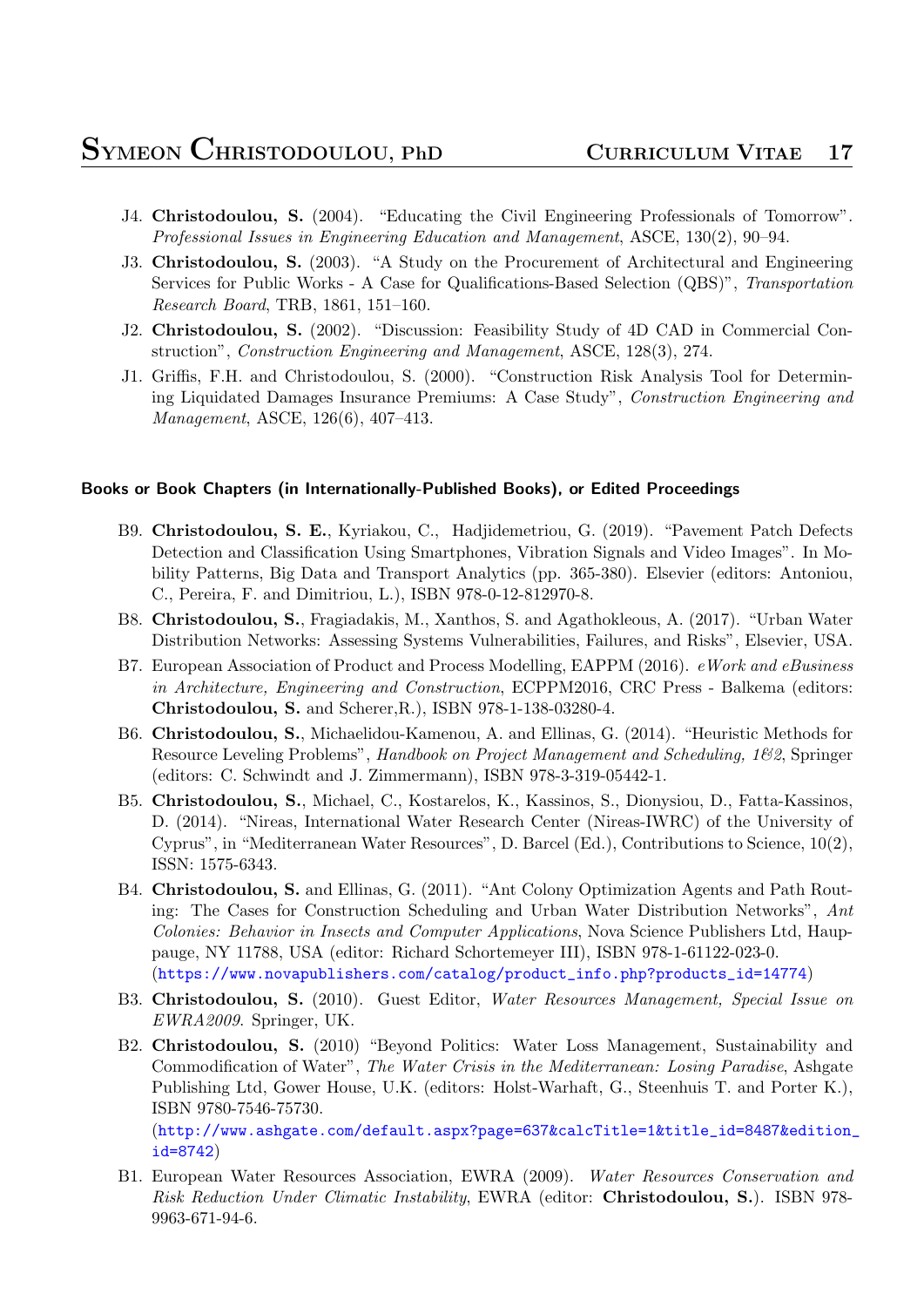J4. **Christodoulou, S.** (2004). "Educating the Civil Engineering Professionals of Tomorrow". *Professional Issues in Engineering Education and Management*, ASCE, 130(2), 90–94.

J3. **Christodoulou, S.** (2003). "A Study on the Procurement of Architectural and Engineering Services for Public Works - A Case for Qualifications-Based Selection (QBS)", *Transportation Research Board*, TRB, 1861, 151–160.

J2. **Christodoulou, S.** (2002). "Discussion: Feasibility Study of 4D CAD in Commercial Construction", *Construction Engineering and Management*, ASCE, 128(3), 274.

J1. Griffis, F.H. and Christodoulou, S. (2000). "Construction Risk Analysis Tool for Determining Liquidated Damages Insurance Premiums: A Case Study", *Construction Engineering and Management*, ASCE, 126(6), 407–413.

### Books or Book Chapters (in Internationally-Published Books), or Edited Proceedings

B9. **Christodoulou, S. E.**, Kyriakou, C., Hadjidemetriou, G. (2019). "Pavement Patch Defects Detection and Classification Using Smartphones, Vibration Signals and Video Images". In Mobility Patterns, Big Data and Transport Analytics (pp. 365-380). Elsevier (editors: Antoniou, C., Pereira, F. and Dimitriou, L.), ISBN 978-0-12-812970-8.

B8. **Christodoulou, S.**, Fragiadakis, M., Xanthos, S. and Agathokleous, A. (2017). "Urban Water Distribution Networks: Assessing Systems Vulnerabilities, Failures, and Risks", Elsevier, USA.

B7. European Association of Product and Process Modelling, EAPPM (2016). *eWork and eBusiness in Architecture, Engineering and Construction*, ECPPM2016, CRC Press - Balkema (editors: **Christodoulou, S.** and Scherer,R.), ISBN 978-1-138-03280-4.

B6. **Christodoulou, S.**, Michaelidou-Kamenou, A. and Ellinas, G. (2014). "Heuristic Methods for Resource Leveling Problems", *Handbook on Project Management and Scheduling, 1&2*, Springer (editors: C. Schwindt and J. Zimmermann), ISBN 978-3-319-05442-1.

B5. **Christodoulou, S.**, Michael, C., Kostarelos, K., Kassinos, S., Dionysiou, D., Fatta-Kassinos, D. (2014). "Nireas, International Water Research Center (Nireas-IWRC) of the University of Cyprus", in "Mediterranean Water Resources", D. Barcel (Ed.), Contributions to Science, 10(2), ISSN: 1575-6343.

B4. **Christodoulou, S.** and Ellinas, G. (2011). "Ant Colony Optimization Agents and Path Routing: The Cases for Construction Scheduling and Urban Water Distribution Networks", *Ant Colonies: Behavior in Insects and Computer Applications*, Nova Science Publishers Ltd, Hauppauge, NY 11788, USA (editor: Richard Schortemeyer III), ISBN 978-1-61122-023-0. (https://www.novapublishers.com/catalog/product_info.php?products_id=14774)

B3. **Christodoulou, S.** (2010). Guest Editor, *Water Resources Management, Special Issue on EWRA2009*. Springer, UK.

B2. **Christodoulou, S.** (2010) "Beyond Politics: Water Loss Management, Sustainability and Commodification of Water", *The Water Crisis in the Mediterranean: Losing Paradise*, Ashgate Publishing Ltd, Gower House, U.K. (editors: Holst-Warhaft, G., Steenhuis T. and Porter K.), ISBN 9780-7546-75730. (http://www.ashgate.com/default.aspx?page=637&calcTitle=1&title_id=8487&edition_id=8742)

B1. European Water Resources Association, EWRA (2009). *Water Resources Conservation and Risk Reduction Under Climatic Instability*, EWRA (editor: **Christodoulou, S.**). ISBN 978-9963-671-94-6.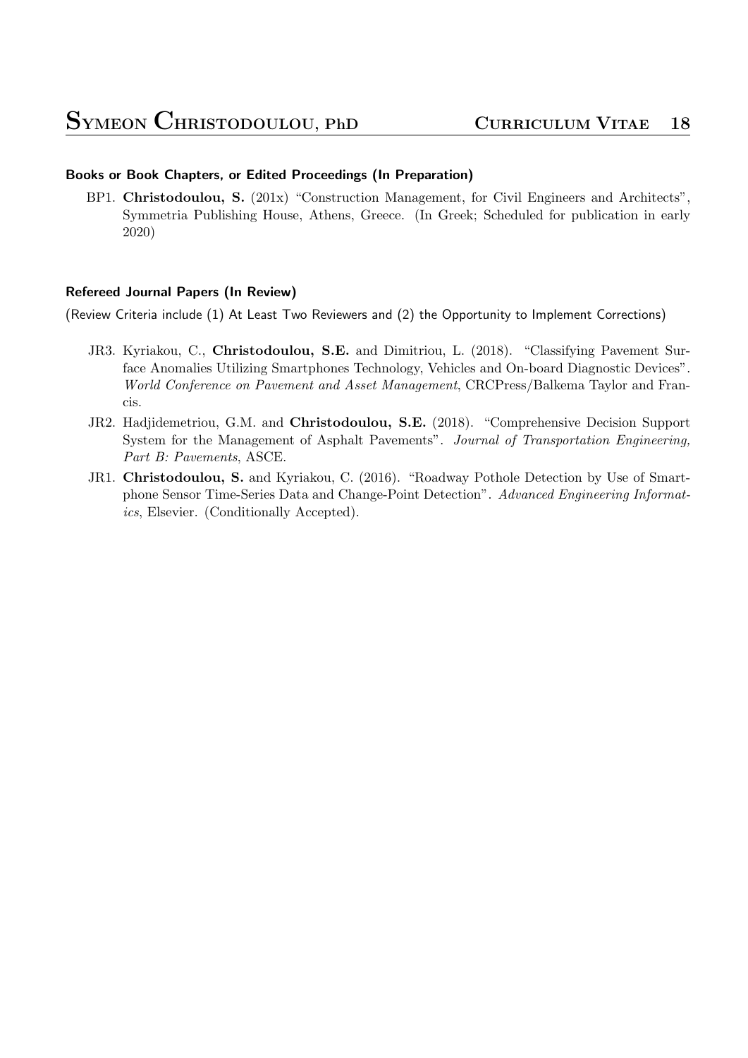### Books or Book Chapters, or Edited Proceedings (In Preparation)

BP1. **Christodoulou, S.** (201x) "Construction Management, for Civil Engineers and Architects", Symmetria Publishing House, Athens, Greece. (In Greek; Scheduled for publication in early 2020)

### Refereed Journal Papers (In Review)

(Review Criteria include (1) At Least Two Reviewers and (2) the Opportunity to Implement Corrections)

JR3. Kyriakou, C., **Christodoulou, S.E.** and Dimitriou, L. (2018). "Classifying Pavement Surface Anomalies Utilizing Smartphones Technology, Vehicles and On-board Diagnostic Devices". *World Conference on Pavement and Asset Management*, CRCPress/Balkema Taylor and Francis.

JR2. Hadjidemetriou, G.M. and **Christodoulou, S.E.** (2018). "Comprehensive Decision Support System for the Management of Asphalt Pavements". *Journal of Transportation Engineering, Part B: Pavements*, ASCE.

JR1. **Christodoulou, S.** and Kyriakou, C. (2016). "Roadway Pothole Detection by Use of Smartphone Sensor Time-Series Data and Change-Point Detection". *Advanced Engineering Informatics*, Elsevier. (Conditionally Accepted).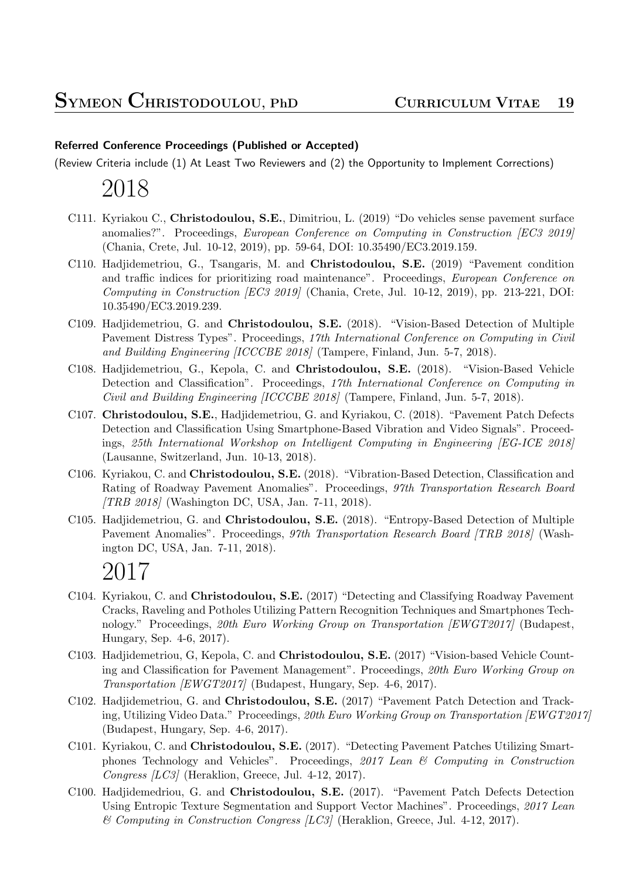#### Referred Conference Proceedings (Published or Accepted)

(Review Criteria include (1) At Least Two Reviewers and (2) the Opportunity to Implement Corrections)

## 2018

- C111. Kyriakou C., **Christodoulou, S.E.**, Dimitriou, L. (2019) "Do vehicles sense pavement surface anomalies?". Proceedings, *European Conference on Computing in Construction [EC3 2019]* (Chania, Crete, Jul. 10-12, 2019), pp. 59-64, DOI: 10.35490/EC3.2019.159.
- C110. Hadjidemetriou, G., Tsangaris, M. and **Christodoulou, S.E.** (2019) "Pavement condition and traffic indices for prioritizing road maintenance". Proceedings, *European Conference on Computing in Construction [EC3 2019]* (Chania, Crete, Jul. 10-12, 2019), pp. 213-221, DOI: 10.35490/EC3.2019.239.
- C109. Hadjidemetriou, G. and **Christodoulou, S.E.** (2018). "Vision-Based Detection of Multiple Pavement Distress Types". Proceedings, *17th International Conference on Computing in Civil and Building Engineering [ICCCBE 2018]* (Tampere, Finland, Jun. 5-7, 2018).
- C108. Hadjidemetriou, G., Kepola, C. and **Christodoulou, S.E.** (2018). "Vision-Based Vehicle Detection and Classification". Proceedings, *17th International Conference on Computing in Civil and Building Engineering [ICCCBE 2018]* (Tampere, Finland, Jun. 5-7, 2018).
- C107. **Christodoulou, S.E.**, Hadjidemetriou, G. and Kyriakou, C. (2018). "Pavement Patch Defects Detection and Classification Using Smartphone-Based Vibration and Video Signals". Proceedings, *25th International Workshop on Intelligent Computing in Engineering [EG-ICE 2018]* (Lausanne, Switzerland, Jun. 10-13, 2018).
- C106. Kyriakou, C. and **Christodoulou, S.E.** (2018). "Vibration-Based Detection, Classification and Rating of Roadway Pavement Anomalies". Proceedings, *97th Transportation Research Board [TRB 2018]* (Washington DC, USA, Jan. 7-11, 2018).
- C105. Hadjidemetriou, G. and **Christodoulou, S.E.** (2018). "Entropy-Based Detection of Multiple Pavement Anomalies". Proceedings, *97th Transportation Research Board [TRB 2018]* (Washington DC, USA, Jan. 7-11, 2018).

## 2017

- C104. Kyriakou, C. and **Christodoulou, S.E.** (2017) "Detecting and Classifying Roadway Pavement Cracks, Raveling and Potholes Utilizing Pattern Recognition Techniques and Smartphones Technology." Proceedings, *20th Euro Working Group on Transportation [EWGT2017]* (Budapest, Hungary, Sep. 4-6, 2017).
- C103. Hadjidemetriou, G, Kepola, C. and **Christodoulou, S.E.** (2017) "Vision-based Vehicle Counting and Classification for Pavement Management". Proceedings, *20th Euro Working Group on Transportation [EWGT2017]* (Budapest, Hungary, Sep. 4-6, 2017).
- C102. Hadjidemetriou, G. and **Christodoulou, S.E.** (2017) "Pavement Patch Detection and Tracking, Utilizing Video Data." Proceedings, *20th Euro Working Group on Transportation [EWGT2017]* (Budapest, Hungary, Sep. 4-6, 2017).
- C101. Kyriakou, C. and **Christodoulou, S.E.** (2017). "Detecting Pavement Patches Utilizing Smartphones Technology and Vehicles". Proceedings, *2017 Lean & Computing in Construction Congress [LC3]* (Heraklion, Greece, Jul. 4-12, 2017).
- C100. Hadjidemedriou, G. and **Christodoulou, S.E.** (2017). "Pavement Patch Defects Detection Using Entropic Texture Segmentation and Support Vector Machines". Proceedings, *2017 Lean & Computing in Construction Congress [LC3]* (Heraklion, Greece, Jul. 4-12, 2017).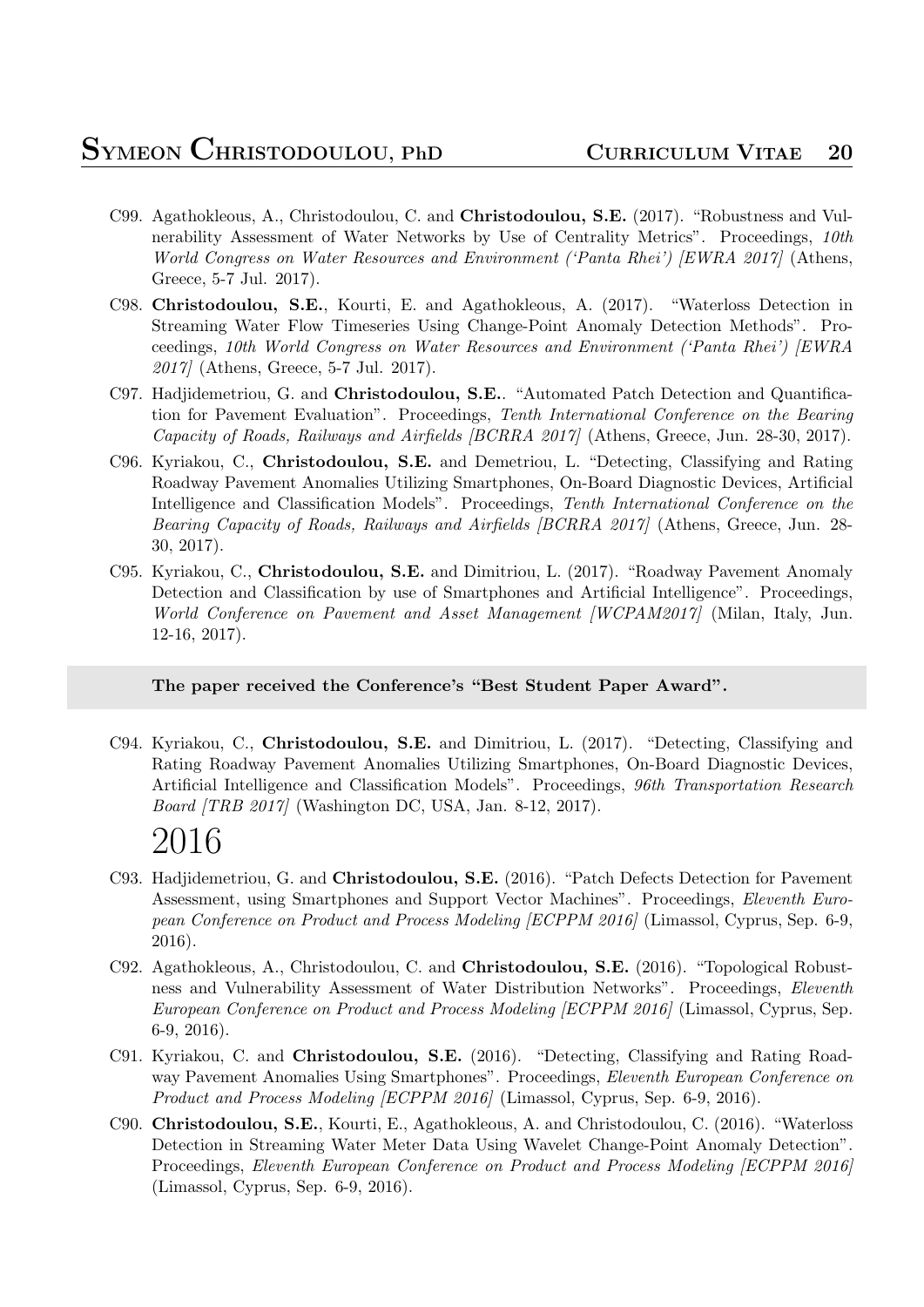C99. Agathokleous, A., Christodoulou, C. and **Christodoulou, S.E.** (2017). "Robustness and Vulnerability Assessment of Water Networks by Use of Centrality Metrics". Proceedings, *10th World Congress on Water Resources and Environment ('Panta Rhei') [EWRA 2017]* (Athens, Greece, 5-7 Jul. 2017).

C98. **Christodoulou, S.E.**, Kourti, E. and Agathokleous, A. (2017). "Waterloss Detection in Streaming Water Flow Timeseries Using Change-Point Anomaly Detection Methods". Proceedings, *10th World Congress on Water Resources and Environment ('Panta Rhei') [EWRA 2017]* (Athens, Greece, 5-7 Jul. 2017).

C97. Hadjidemetriou, G. and **Christodoulou, S.E.**. "Automated Patch Detection and Quantification for Pavement Evaluation". Proceedings, *Tenth International Conference on the Bearing Capacity of Roads, Railways and Airfields [BCRRA 2017]* (Athens, Greece, Jun. 28-30, 2017).

C96. Kyriakou, C., **Christodoulou, S.E.** and Demetriou, L. "Detecting, Classifying and Rating Roadway Pavement Anomalies Utilizing Smartphones, On-Board Diagnostic Devices, Artificial Intelligence and Classification Models". Proceedings, *Tenth International Conference on the Bearing Capacity of Roads, Railways and Airfields [BCRRA 2017]* (Athens, Greece, Jun. 28-30, 2017).

C95. Kyriakou, C., **Christodoulou, S.E.** and Dimitriou, L. (2017). "Roadway Pavement Anomaly Detection and Classification by use of Smartphones and Artificial Intelligence". Proceedings, *World Conference on Pavement and Asset Management [WCPAM2017]* (Milan, Italy, Jun. 12-16, 2017).

**The paper received the Conference's "Best Student Paper Award".**

C94. Kyriakou, C., **Christodoulou, S.E.** and Dimitriou, L. (2017). "Detecting, Classifying and Rating Roadway Pavement Anomalies Utilizing Smartphones, On-Board Diagnostic Devices, Artificial Intelligence and Classification Models". Proceedings, *96th Transportation Research Board [TRB 2017]* (Washington DC, USA, Jan. 8-12, 2017).

# 2016

C93. Hadjidemetriou, G. and **Christodoulou, S.E.** (2016). "Patch Defects Detection for Pavement Assessment, using Smartphones and Support Vector Machines". Proceedings, *Eleventh European Conference on Product and Process Modeling [ECPPM 2016]* (Limassol, Cyprus, Sep. 6-9, 2016).

C92. Agathokleous, A., Christodoulou, C. and **Christodoulou, S.E.** (2016). "Topological Robustness and Vulnerability Assessment of Water Distribution Networks". Proceedings, *Eleventh European Conference on Product and Process Modeling [ECPPM 2016]* (Limassol, Cyprus, Sep. 6-9, 2016).

C91. Kyriakou, C. and **Christodoulou, S.E.** (2016). "Detecting, Classifying and Rating Roadway Pavement Anomalies Using Smartphones". Proceedings, *Eleventh European Conference on Product and Process Modeling [ECPPM 2016]* (Limassol, Cyprus, Sep. 6-9, 2016).

C90. **Christodoulou, S.E.**, Kourti, E., Agathokleous, A. and Christodoulou, C. (2016). "Waterloss Detection in Streaming Water Meter Data Using Wavelet Change-Point Anomaly Detection". Proceedings, *Eleventh European Conference on Product and Process Modeling [ECPPM 2016]* (Limassol, Cyprus, Sep. 6-9, 2016).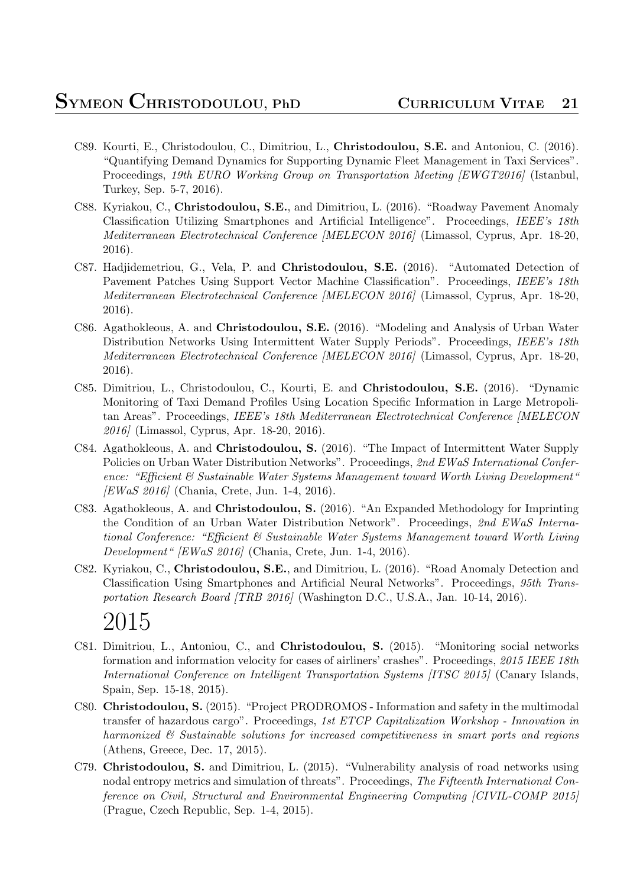- C89. Kourti, E., Christodoulou, C., Dimitriou, L., **Christodoulou, S.E.** and Antoniou, C. (2016). "Quantifying Demand Dynamics for Supporting Dynamic Fleet Management in Taxi Services". Proceedings, *19th EURO Working Group on Transportation Meeting [EWGT2016]* (Istanbul, Turkey, Sep. 5-7, 2016).
- C88. Kyriakou, C., **Christodoulou, S.E.**, and Dimitriou, L. (2016). "Roadway Pavement Anomaly Classification Utilizing Smartphones and Artificial Intelligence". Proceedings, *IEEE's 18th Mediterranean Electrotechnical Conference [MELECON 2016]* (Limassol, Cyprus, Apr. 18-20, 2016).
- C87. Hadjidemetriou, G., Vela, P. and **Christodoulou, S.E.** (2016). "Automated Detection of Pavement Patches Using Support Vector Machine Classification". Proceedings, *IEEE's 18th Mediterranean Electrotechnical Conference [MELECON 2016]* (Limassol, Cyprus, Apr. 18-20, 2016).
- C86. Agathokleous, A. and **Christodoulou, S.E.** (2016). "Modeling and Analysis of Urban Water Distribution Networks Using Intermittent Water Supply Periods". Proceedings, *IEEE's 18th Mediterranean Electrotechnical Conference [MELECON 2016]* (Limassol, Cyprus, Apr. 18-20, 2016).
- C85. Dimitriou, L., Christodoulou, C., Kourti, E. and **Christodoulou, S.E.** (2016). "Dynamic Monitoring of Taxi Demand Profiles Using Location Specific Information in Large Metropolitan Areas". Proceedings, *IEEE's 18th Mediterranean Electrotechnical Conference [MELECON 2016]* (Limassol, Cyprus, Apr. 18-20, 2016).
- C84. Agathokleous, A. and **Christodoulou, S.** (2016). "The Impact of Intermittent Water Supply Policies on Urban Water Distribution Networks". Proceedings, *2nd EWaS International Conference: "Efficient & Sustainable Water Systems Management toward Worth Living Development" [EWaS 2016]* (Chania, Crete, Jun. 1-4, 2016).
- C83. Agathokleous, A. and **Christodoulou, S.** (2016). "An Expanded Methodology for Imprinting the Condition of an Urban Water Distribution Network". Proceedings, *2nd EWaS International Conference: "Efficient & Sustainable Water Systems Management toward Worth Living Development" [EWaS 2016]* (Chania, Crete, Jun. 1-4, 2016).
- C82. Kyriakou, C., **Christodoulou, S.E.**, and Dimitriou, L. (2016). "Road Anomaly Detection and Classification Using Smartphones and Artificial Neural Networks". Proceedings, *95th Transportation Research Board [TRB 2016]* (Washington D.C., U.S.A., Jan. 10-14, 2016).

# 2015

- C81. Dimitriou, L., Antoniou, C., and **Christodoulou, S.** (2015). "Monitoring social networks formation and information velocity for cases of airliners' crashes". Proceedings, *2015 IEEE 18th International Conference on Intelligent Transportation Systems [ITSC 2015]* (Canary Islands, Spain, Sep. 15-18, 2015).
- C80. **Christodoulou, S.** (2015). "Project PRODROMOS - Information and safety in the multimodal transfer of hazardous cargo". Proceedings, *1st ETCP Capitalization Workshop - Innovation in harmonized & Sustainable solutions for increased competitiveness in smart ports and regions* (Athens, Greece, Dec. 17, 2015).
- C79. **Christodoulou, S.** and Dimitriou, L. (2015). "Vulnerability analysis of road networks using nodal entropy metrics and simulation of threats". Proceedings, *The Fifteenth International Conference on Civil, Structural and Environmental Engineering Computing [CIVIL-COMP 2015]* (Prague, Czech Republic, Sep. 1-4, 2015).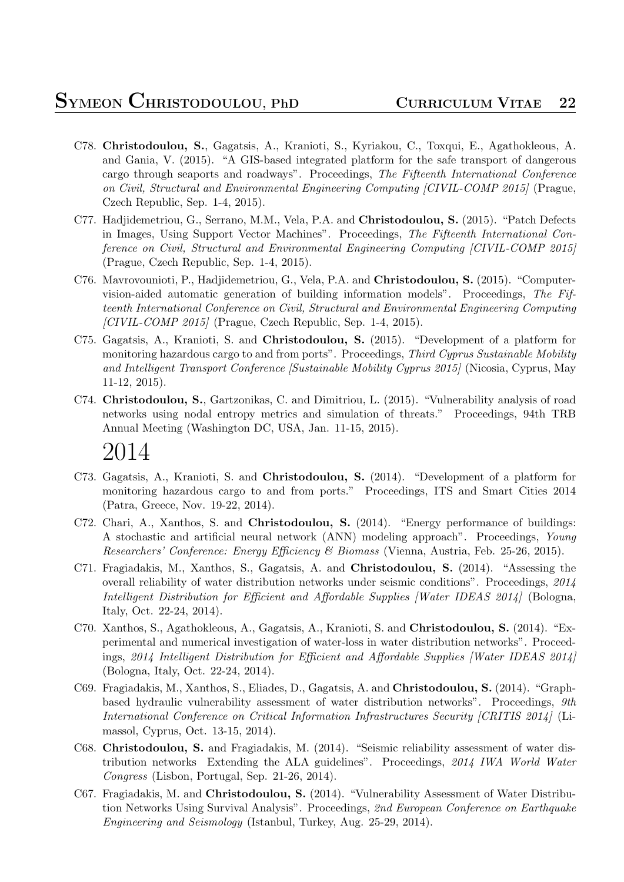- C78. **Christodoulou, S.**, Gagatsis, A., Kranioti, S., Kyriakou, C., Toxqui, E., Agathokleous, A. and Gania, V. (2015). "A GIS-based integrated platform for the safe transport of dangerous cargo through seaports and roadways". Proceedings, *The Fifteenth International Conference on Civil, Structural and Environmental Engineering Computing [CIVIL-COMP 2015]* (Prague, Czech Republic, Sep. 1-4, 2015).
- C77. Hadjidemetriou, G., Serrano, M.M., Vela, P.A. and **Christodoulou, S.** (2015). "Patch Defects in Images, Using Support Vector Machines". Proceedings, *The Fifteenth International Conference on Civil, Structural and Environmental Engineering Computing [CIVIL-COMP 2015]* (Prague, Czech Republic, Sep. 1-4, 2015).
- C76. Mavrovounioti, P., Hadjidemetriou, G., Vela, P.A. and **Christodoulou, S.** (2015). "Computer-vision-aided automatic generation of building information models". Proceedings, *The Fifteenth International Conference on Civil, Structural and Environmental Engineering Computing [CIVIL-COMP 2015]* (Prague, Czech Republic, Sep. 1-4, 2015).
- C75. Gagatsis, A., Kranioti, S. and **Christodoulou, S.** (2015). "Development of a platform for monitoring hazardous cargo to and from ports". Proceedings, *Third Cyprus Sustainable Mobility and Intelligent Transport Conference [Sustainable Mobility Cyprus 2015]* (Nicosia, Cyprus, May 11-12, 2015).
- C74. **Christodoulou, S.**, Gartzonikas, C. and Dimitriou, L. (2015). "Vulnerability analysis of road networks using nodal entropy metrics and simulation of threats." Proceedings, 94th TRB Annual Meeting (Washington DC, USA, Jan. 11-15, 2015).

# 2014

- C73. Gagatsis, A., Kranioti, S. and **Christodoulou, S.** (2014). "Development of a platform for monitoring hazardous cargo to and from ports." Proceedings, ITS and Smart Cities 2014 (Patra, Greece, Nov. 19-22, 2014).
- C72. Chari, A., Xanthos, S. and **Christodoulou, S.** (2014). "Energy performance of buildings: A stochastic and artificial neural network (ANN) modeling approach". Proceedings, *Young Researchers' Conference: Energy Efficiency & Biomass* (Vienna, Austria, Feb. 25-26, 2015).
- C71. Fragiadakis, M., Xanthos, S., Gagatsis, A. and **Christodoulou, S.** (2014). "Assessing the overall reliability of water distribution networks under seismic conditions". Proceedings, *2014 Intelligent Distribution for Efficient and Affordable Supplies [Water IDEAS 2014]* (Bologna, Italy, Oct. 22-24, 2014).
- C70. Xanthos, S., Agathokleous, A., Gagatsis, A., Kranioti, S. and **Christodoulou, S.** (2014). "Experimental and numerical investigation of water-loss in water distribution networks". Proceedings, *2014 Intelligent Distribution for Efficient and Affordable Supplies [Water IDEAS 2014]* (Bologna, Italy, Oct. 22-24, 2014).
- C69. Fragiadakis, M., Xanthos, S., Eliades, D., Gagatsis, A. and **Christodoulou, S.** (2014). "Graph-based hydraulic vulnerability assessment of water distribution networks". Proceedings, *9th International Conference on Critical Information Infrastructures Security [CRITIS 2014]* (Limassol, Cyprus, Oct. 13-15, 2014).
- C68. **Christodoulou, S.** and Fragiadakis, M. (2014). "Seismic reliability assessment of water distribution networks Extending the ALA guidelines". Proceedings, *2014 IWA World Water Congress* (Lisbon, Portugal, Sep. 21-26, 2014).
- C67. Fragiadakis, M. and **Christodoulou, S.** (2014). "Vulnerability Assessment of Water Distribution Networks Using Survival Analysis". Proceedings, *2nd European Conference on Earthquake Engineering and Seismology* (Istanbul, Turkey, Aug. 25-29, 2014).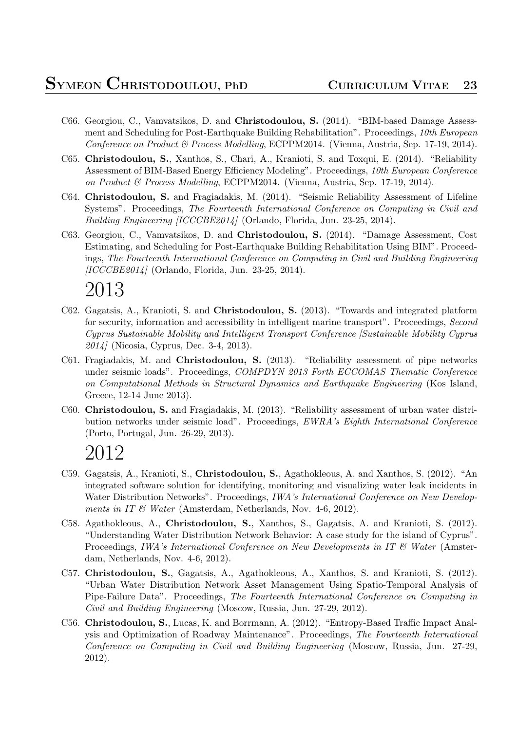C66. Georgiou, C., Vamvatsikos, D. and **Christodoulou, S.** (2014). "BIM-based Damage Assessment and Scheduling for Post-Earthquake Building Rehabilitation". Proceedings, *10th European Conference on Product & Process Modelling*, ECPPM2014. (Vienna, Austria, Sep. 17-19, 2014).

C65. **Christodoulou, S.**, Xanthos, S., Chari, A., Kranioti, S. and Toxqui, E. (2014). "Reliability Assessment of BIM-Based Energy Efficiency Modeling". Proceedings, *10th European Conference on Product & Process Modelling*, ECPPM2014. (Vienna, Austria, Sep. 17-19, 2014).

C64. **Christodoulou, S.** and Fragiadakis, M. (2014). "Seismic Reliability Assessment of Lifeline Systems". Proceedings, *The Fourteenth International Conference on Computing in Civil and Building Engineering [ICCCBE2014]* (Orlando, Florida, Jun. 23-25, 2014).

C63. Georgiou, C., Vamvatsikos, D. and **Christodoulou, S.** (2014). "Damage Assessment, Cost Estimating, and Scheduling for Post-Earthquake Building Rehabilitation Using BIM". Proceedings, *The Fourteenth International Conference on Computing in Civil and Building Engineering [ICCCBE2014]* (Orlando, Florida, Jun. 23-25, 2014).

# 2013

C62. Gagatsis, A., Kranioti, S. and **Christodoulou, S.** (2013). "Towards and integrated platform for security, information and accessibility in intelligent marine transport". Proceedings, *Second Cyprus Sustainable Mobility and Intelligent Transport Conference [Sustainable Mobility Cyprus 2014]* (Nicosia, Cyprus, Dec. 3-4, 2013).

C61. Fragiadakis, M. and **Christodoulou, S.** (2013). "Reliability assessment of pipe networks under seismic loads". Proceedings, *COMPDYN 2013 Forth ECCOMAS Thematic Conference on Computational Methods in Structural Dynamics and Earthquake Engineering* (Kos Island, Greece, 12-14 June 2013).

C60. **Christodoulou, S.** and Fragiadakis, M. (2013). "Reliability assessment of urban water distribution networks under seismic load". Proceedings, *EWRA's Eighth International Conference* (Porto, Portugal, Jun. 26-29, 2013).

# 2012

C59. Gagatsis, A., Kranioti, S., **Christodoulou, S.**, Agathokleous, A. and Xanthos, S. (2012). "An integrated software solution for identifying, monitoring and visualizing water leak incidents in Water Distribution Networks". Proceedings, *IWA's International Conference on New Developments in IT & Water* (Amsterdam, Netherlands, Nov. 4-6, 2012).

C58. Agathokleous, A., **Christodoulou, S.**, Xanthos, S., Gagatsis, A. and Kranioti, S. (2012). "Understanding Water Distribution Network Behavior: A case study for the island of Cyprus". Proceedings, *IWA's International Conference on New Developments in IT & Water* (Amsterdam, Netherlands, Nov. 4-6, 2012).

C57. **Christodoulou, S.**, Gagatsis, A., Agathokleous, A., Xanthos, S. and Kranioti, S. (2012). "Urban Water Distribution Network Asset Management Using Spatio-Temporal Analysis of Pipe-Failure Data". Proceedings, *The Fourteenth International Conference on Computing in Civil and Building Engineering* (Moscow, Russia, Jun. 27-29, 2012).

C56. **Christodoulou, S.**, Lucas, K. and Borrmann, A. (2012). "Entropy-Based Traffic Impact Analysis and Optimization of Roadway Maintenance". Proceedings, *The Fourteenth International Conference on Computing in Civil and Building Engineering* (Moscow, Russia, Jun. 27-29, 2012).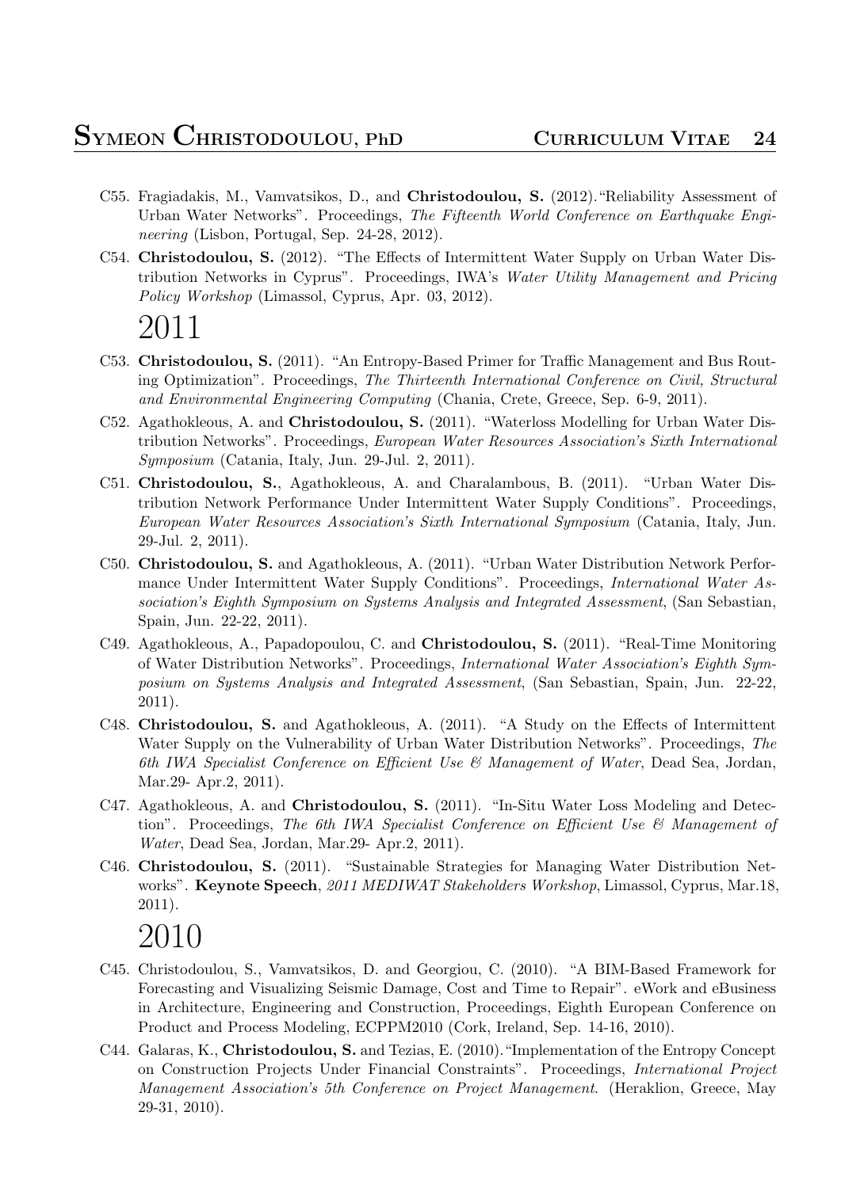- C55. Fragiadakis, M., Vamvatsikos, D., and **Christodoulou, S.** (2012)."Reliability Assessment of Urban Water Networks". Proceedings, *The Fifteenth World Conference on Earthquake Engineering* (Lisbon, Portugal, Sep. 24-28, 2012).
- C54. **Christodoulou, S.** (2012). "The Effects of Intermittent Water Supply on Urban Water Distribution Networks in Cyprus". Proceedings, IWA's *Water Utility Management and Pricing Policy Workshop* (Limassol, Cyprus, Apr. 03, 2012).

# 2011

- C53. **Christodoulou, S.** (2011). "An Entropy-Based Primer for Traffic Management and Bus Routing Optimization". Proceedings, *The Thirteenth International Conference on Civil, Structural and Environmental Engineering Computing* (Chania, Crete, Greece, Sep. 6-9, 2011).
- C52. Agathokleous, A. and **Christodoulou, S.** (2011). "Waterloss Modelling for Urban Water Distribution Networks". Proceedings, *European Water Resources Association's Sixth International Symposium* (Catania, Italy, Jun. 29-Jul. 2, 2011).
- C51. **Christodoulou, S.**, Agathokleous, A. and Charalambous, B. (2011). "Urban Water Distribution Network Performance Under Intermittent Water Supply Conditions". Proceedings, *European Water Resources Association's Sixth International Symposium* (Catania, Italy, Jun. 29-Jul. 2, 2011).
- C50. **Christodoulou, S.** and Agathokleous, A. (2011). "Urban Water Distribution Network Performance Under Intermittent Water Supply Conditions". Proceedings, *International Water Association's Eighth Symposium on Systems Analysis and Integrated Assessment*, (San Sebastian, Spain, Jun. 22-22, 2011).
- C49. Agathokleous, A., Papadopoulou, C. and **Christodoulou, S.** (2011). "Real-Time Monitoring of Water Distribution Networks". Proceedings, *International Water Association's Eighth Symposium on Systems Analysis and Integrated Assessment*, (San Sebastian, Spain, Jun. 22-22, 2011).
- C48. **Christodoulou, S.** and Agathokleous, A. (2011). "A Study on the Effects of Intermittent Water Supply on the Vulnerability of Urban Water Distribution Networks". Proceedings, *The 6th IWA Specialist Conference on Efficient Use & Management of Water*, Dead Sea, Jordan, Mar.29- Apr.2, 2011).
- C47. Agathokleous, A. and **Christodoulou, S.** (2011). "In-Situ Water Loss Modeling and Detection". Proceedings, *The 6th IWA Specialist Conference on Efficient Use & Management of Water*, Dead Sea, Jordan, Mar.29- Apr.2, 2011).
- C46. **Christodoulou, S.** (2011). "Sustainable Strategies for Managing Water Distribution Networks". **Keynote Speech**, *2011 MEDIWAT Stakeholders Workshop*, Limassol, Cyprus, Mar.18, 2011).

# 2010

- C45. Christodoulou, S., Vamvatsikos, D. and Georgiou, C. (2010). "A BIM-Based Framework for Forecasting and Visualizing Seismic Damage, Cost and Time to Repair". eWork and eBusiness in Architecture, Engineering and Construction, Proceedings, Eighth European Conference on Product and Process Modeling, ECPPM2010 (Cork, Ireland, Sep. 14-16, 2010).
- C44. Galaras, K., **Christodoulou, S.** and Tezias, E. (2010)."Implementation of the Entropy Concept on Construction Projects Under Financial Constraints". Proceedings, *International Project Management Association's 5th Conference on Project Management*. (Heraklion, Greece, May 29-31, 2010).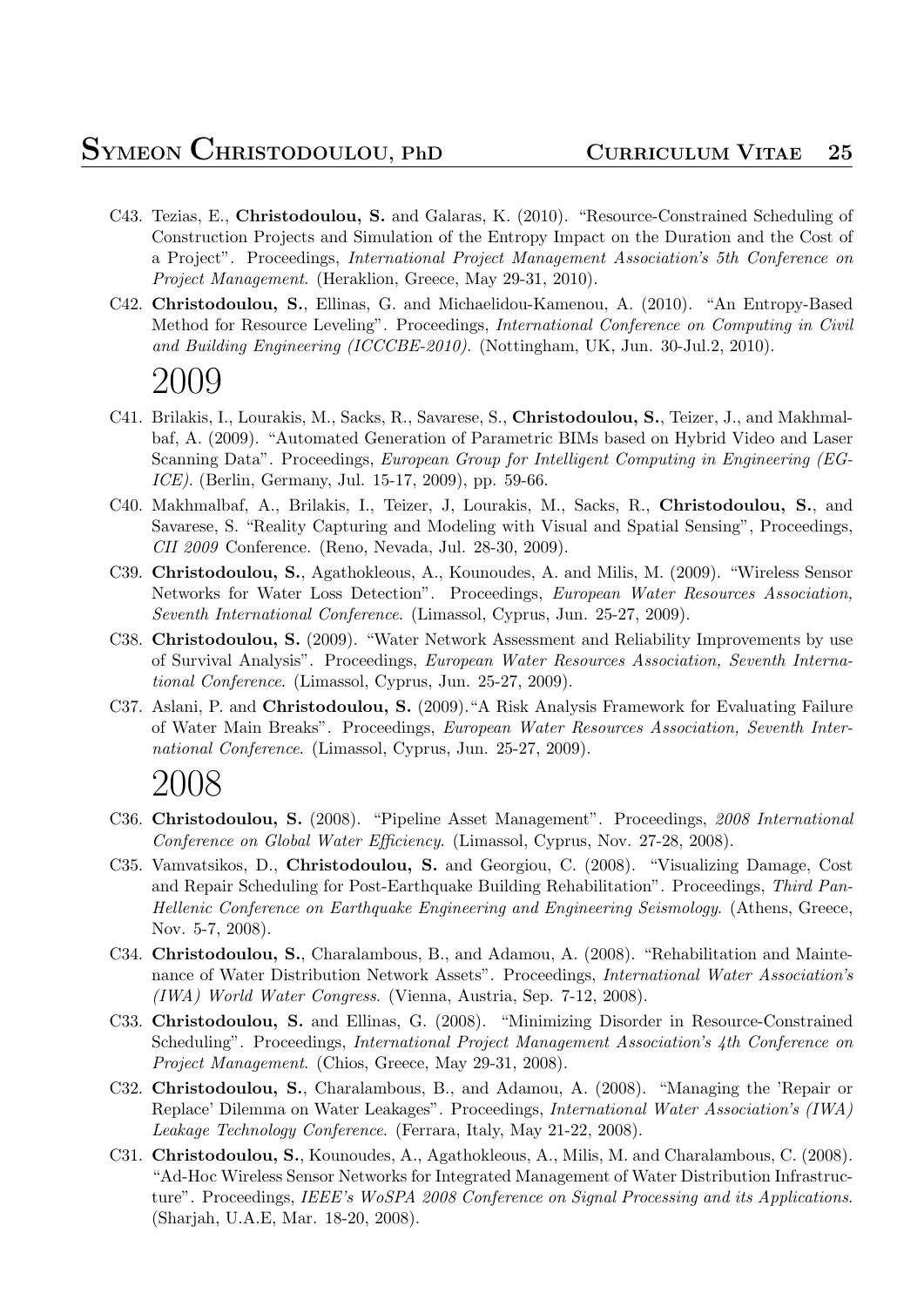C43. Tezias, E., **Christodoulou, S.** and Galaras, K. (2010). "Resource-Constrained Scheduling of Construction Projects and Simulation of the Entropy Impact on the Duration and the Cost of a Project". Proceedings, *International Project Management Association's 5th Conference on Project Management*. (Heraklion, Greece, May 29-31, 2010).

C42. **Christodoulou, S.**, Ellinas, G. and Michaelidou-Kamenou, A. (2010). "An Entropy-Based Method for Resource Leveling". Proceedings, *International Conference on Computing in Civil and Building Engineering (ICCCBE-2010)*. (Nottingham, UK, Jun. 30-Jul.2, 2010).

# 2009

C41. Brilakis, I., Lourakis, M., Sacks, R., Savarese, S., **Christodoulou, S.**, Teizer, J., and Makhmalbaf, A. (2009). "Automated Generation of Parametric BIMs based on Hybrid Video and Laser Scanning Data". Proceedings, *European Group for Intelligent Computing in Engineering (EG-ICE)*. (Berlin, Germany, Jul. 15-17, 2009), pp. 59-66.

C40. Makhmalbaf, A., Brilakis, I., Teizer, J, Lourakis, M., Sacks, R., **Christodoulou, S.**, and Savarese, S. "Reality Capturing and Modeling with Visual and Spatial Sensing", Proceedings, *CII 2009* Conference. (Reno, Nevada, Jul. 28-30, 2009).

C39. **Christodoulou, S.**, Agathokleous, A., Kounoudes, A. and Milis, M. (2009). "Wireless Sensor Networks for Water Loss Detection". Proceedings, *European Water Resources Association, Seventh International Conference*. (Limassol, Cyprus, Jun. 25-27, 2009).

C38. **Christodoulou, S.** (2009). "Water Network Assessment and Reliability Improvements by use of Survival Analysis". Proceedings, *European Water Resources Association, Seventh International Conference*. (Limassol, Cyprus, Jun. 25-27, 2009).

C37. Aslani, P. and **Christodoulou, S.** (2009)."A Risk Analysis Framework for Evaluating Failure of Water Main Breaks". Proceedings, *European Water Resources Association, Seventh International Conference*. (Limassol, Cyprus, Jun. 25-27, 2009).

# 2008

C36. **Christodoulou, S.** (2008). "Pipeline Asset Management". Proceedings, *2008 International Conference on Global Water Efficiency*. (Limassol, Cyprus, Nov. 27-28, 2008).

C35. Vamvatsikos, D., **Christodoulou, S.** and Georgiou, C. (2008). "Visualizing Damage, Cost and Repair Scheduling for Post-Earthquake Building Rehabilitation". Proceedings, *Third Pan-Hellenic Conference on Earthquake Engineering and Engineering Seismology*. (Athens, Greece, Nov. 5-7, 2008).

C34. **Christodoulou, S.**, Charalambous, B., and Adamou, A. (2008). "Rehabilitation and Maintenance of Water Distribution Network Assets". Proceedings, *International Water Association's (IWA) World Water Congress*. (Vienna, Austria, Sep. 7-12, 2008).

C33. **Christodoulou, S.** and Ellinas, G. (2008). "Minimizing Disorder in Resource-Constrained Scheduling". Proceedings, *International Project Management Association's 4th Conference on Project Management*. (Chios, Greece, May 29-31, 2008).

C32. **Christodoulou, S.**, Charalambous, B., and Adamou, A. (2008). "Managing the 'Repair or Replace' Dilemma on Water Leakages". Proceedings, *International Water Association's (IWA) Leakage Technology Conference*. (Ferrara, Italy, May 21-22, 2008).

C31. **Christodoulou, S.**, Kounoudes, A., Agathokleous, A., Milis, M. and Charalambous, C. (2008). "Ad-Hoc Wireless Sensor Networks for Integrated Management of Water Distribution Infrastructure". Proceedings, *IEEE's WoSPA 2008 Conference on Signal Processing and its Applications*. (Sharjah, U.A.E, Mar. 18-20, 2008).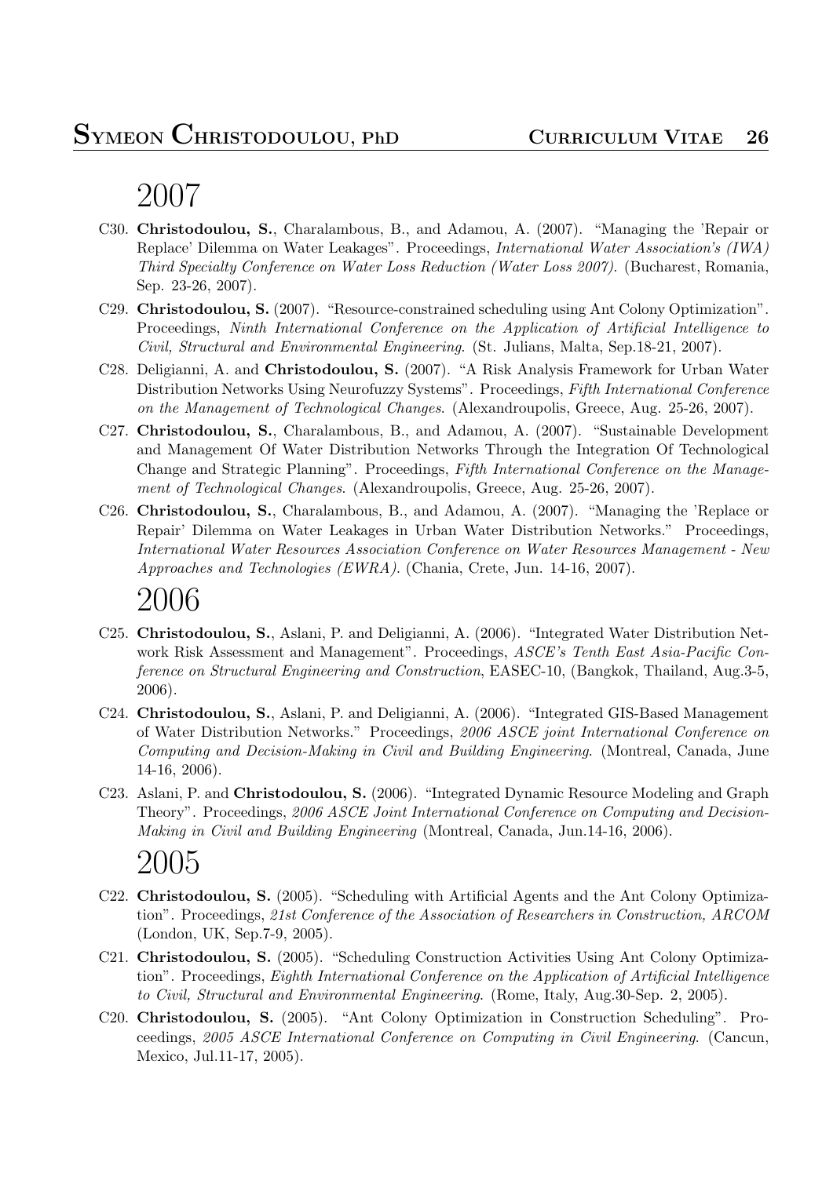# 2007

- C30. **Christodoulou, S.**, Charalambous, B., and Adamou, A. (2007). "Managing the 'Repair or Replace' Dilemma on Water Leakages". Proceedings, *International Water Association's (IWA) Third Specialty Conference on Water Loss Reduction (Water Loss 2007)*. (Bucharest, Romania, Sep. 23-26, 2007).
- C29. **Christodoulou, S.** (2007). "Resource-constrained scheduling using Ant Colony Optimization". Proceedings, *Ninth International Conference on the Application of Artificial Intelligence to Civil, Structural and Environmental Engineering*. (St. Julians, Malta, Sep.18-21, 2007).
- C28. Deligianni, A. and **Christodoulou, S.** (2007). "A Risk Analysis Framework for Urban Water Distribution Networks Using Neurofuzzy Systems". Proceedings, *Fifth International Conference on the Management of Technological Changes*. (Alexandroupolis, Greece, Aug. 25-26, 2007).
- C27. **Christodoulou, S.**, Charalambous, B., and Adamou, A. (2007). "Sustainable Development and Management Of Water Distribution Networks Through the Integration Of Technological Change and Strategic Planning". Proceedings, *Fifth International Conference on the Management of Technological Changes*. (Alexandroupolis, Greece, Aug. 25-26, 2007).
- C26. **Christodoulou, S.**, Charalambous, B., and Adamou, A. (2007). "Managing the 'Replace or Repair' Dilemma on Water Leakages in Urban Water Distribution Networks." Proceedings, *International Water Resources Association Conference on Water Resources Management - New Approaches and Technologies (EWRA)*. (Chania, Crete, Jun. 14-16, 2007).

# 2006

- C25. **Christodoulou, S.**, Aslani, P. and Deligianni, A. (2006). "Integrated Water Distribution Network Risk Assessment and Management". Proceedings, *ASCE's Tenth East Asia-Pacific Conference on Structural Engineering and Construction*, EASEC-10, (Bangkok, Thailand, Aug.3-5, 2006).
- C24. **Christodoulou, S.**, Aslani, P. and Deligianni, A. (2006). "Integrated GIS-Based Management of Water Distribution Networks." Proceedings, *2006 ASCE joint International Conference on Computing and Decision-Making in Civil and Building Engineering*. (Montreal, Canada, June 14-16, 2006).
- C23. Aslani, P. and **Christodoulou, S.** (2006). "Integrated Dynamic Resource Modeling and Graph Theory". Proceedings, *2006 ASCE Joint International Conference on Computing and Decision-Making in Civil and Building Engineering* (Montreal, Canada, Jun.14-16, 2006).

# 2005

- C22. **Christodoulou, S.** (2005). "Scheduling with Artificial Agents and the Ant Colony Optimization". Proceedings, *21st Conference of the Association of Researchers in Construction, ARCOM* (London, UK, Sep.7-9, 2005).
- C21. **Christodoulou, S.** (2005). "Scheduling Construction Activities Using Ant Colony Optimization". Proceedings, *Eighth International Conference on the Application of Artificial Intelligence to Civil, Structural and Environmental Engineering*. (Rome, Italy, Aug.30-Sep. 2, 2005).
- C20. **Christodoulou, S.** (2005). "Ant Colony Optimization in Construction Scheduling". Proceedings, *2005 ASCE International Conference on Computing in Civil Engineering*. (Cancun, Mexico, Jul.11-17, 2005).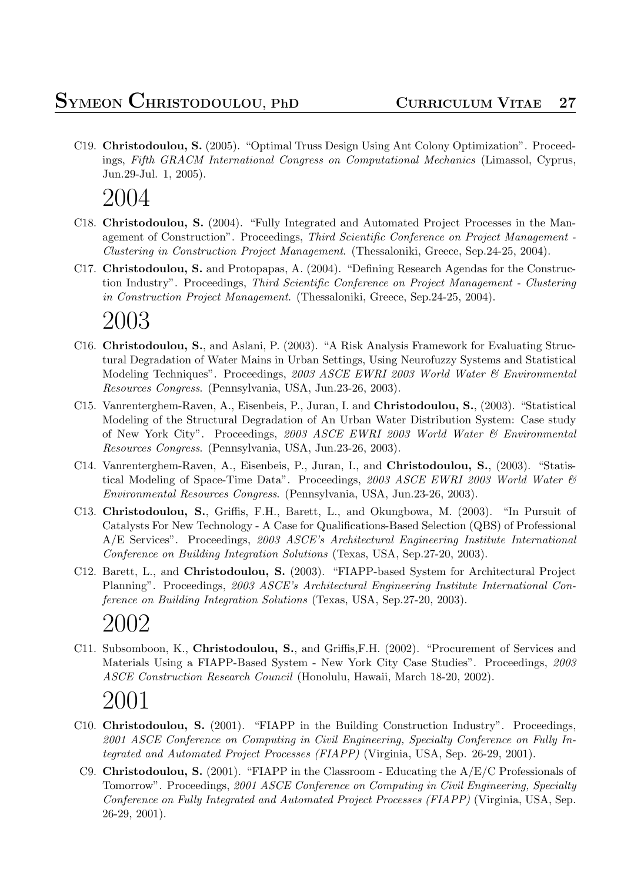C19. **Christodoulou, S.** (2005). "Optimal Truss Design Using Ant Colony Optimization". Proceedings, *Fifth GRACM International Congress on Computational Mechanics* (Limassol, Cyprus, Jun.29-Jul. 1, 2005).

## 2004

C18. **Christodoulou, S.** (2004). "Fully Integrated and Automated Project Processes in the Management of Construction". Proceedings, *Third Scientific Conference on Project Management - Clustering in Construction Project Management*. (Thessaloniki, Greece, Sep.24-25, 2004).

C17. **Christodoulou, S.** and Protopapas, A. (2004). "Defining Research Agendas for the Construction Industry". Proceedings, *Third Scientific Conference on Project Management - Clustering in Construction Project Management*. (Thessaloniki, Greece, Sep.24-25, 2004).

## 2003

C16. **Christodoulou, S.**, and Aslani, P. (2003). "A Risk Analysis Framework for Evaluating Structural Degradation of Water Mains in Urban Settings, Using Neurofuzzy Systems and Statistical Modeling Techniques". Proceedings, *2003 ASCE EWRI 2003 World Water & Environmental Resources Congress*. (Pennsylvania, USA, Jun.23-26, 2003).

C15. Vanrenterghem-Raven, A., Eisenbeis, P., Juran, I. and **Christodoulou, S.**, (2003). "Statistical Modeling of the Structural Degradation of An Urban Water Distribution System: Case study of New York City". Proceedings, *2003 ASCE EWRI 2003 World Water & Environmental Resources Congress*. (Pennsylvania, USA, Jun.23-26, 2003).

C14. Vanrenterghem-Raven, A., Eisenbeis, P., Juran, I., and **Christodoulou, S.**, (2003). "Statistical Modeling of Space-Time Data". Proceedings, *2003 ASCE EWRI 2003 World Water & Environmental Resources Congress*. (Pennsylvania, USA, Jun.23-26, 2003).

C13. **Christodoulou, S.**, Griffis, F.H., Barett, L., and Okungbowa, M. (2003). "In Pursuit of Catalysts For New Technology - A Case for Qualifications-Based Selection (QBS) of Professional A/E Services". Proceedings, *2003 ASCE's Architectural Engineering Institute International Conference on Building Integration Solutions* (Texas, USA, Sep.27-20, 2003).

C12. Barett, L., and **Christodoulou, S.** (2003). "FIAPP-based System for Architectural Project Planning". Proceedings, *2003 ASCE's Architectural Engineering Institute International Conference on Building Integration Solutions* (Texas, USA, Sep.27-20, 2003).

## 2002

C11. Subsomboon, K., **Christodoulou, S.**, and Griffis,F.H. (2002). "Procurement of Services and Materials Using a FIAPP-Based System - New York City Case Studies". Proceedings, *2003 ASCE Construction Research Council* (Honolulu, Hawaii, March 18-20, 2002).

## 2001

C10. **Christodoulou, S.** (2001). "FIAPP in the Building Construction Industry". Proceedings, *2001 ASCE Conference on Computing in Civil Engineering, Specialty Conference on Fully Integrated and Automated Project Processes (FIAPP)* (Virginia, USA, Sep. 26-29, 2001).

C9. **Christodoulou, S.** (2001). "FIAPP in the Classroom - Educating the A/E/C Professionals of Tomorrow". Proceedings, *2001 ASCE Conference on Computing in Civil Engineering, Specialty Conference on Fully Integrated and Automated Project Processes (FIAPP)* (Virginia, USA, Sep. 26-29, 2001).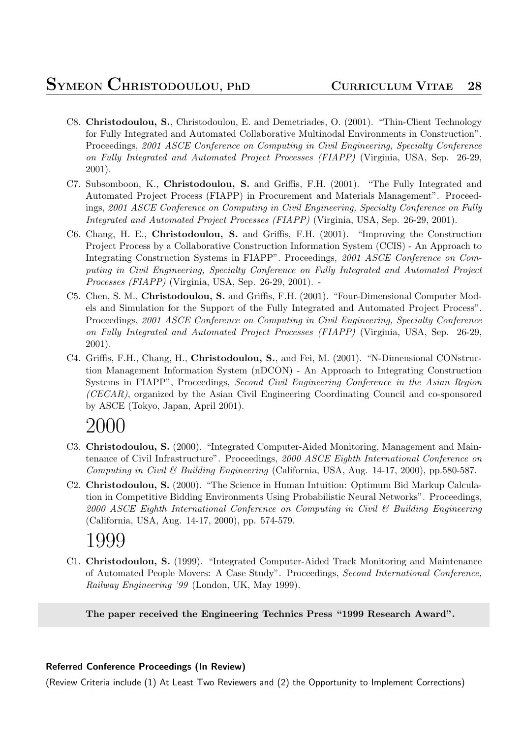C8. **Christodoulou, S.**, Christodoulou, E. and Demetriades, O. (2001). "Thin-Client Technology for Fully Integrated and Automated Collaborative Multinodal Environments in Construction". Proceedings, *2001 ASCE Conference on Computing in Civil Engineering, Specialty Conference on Fully Integrated and Automated Project Processes (FIAPP)* (Virginia, USA, Sep. 26-29, 2001).

C7. Subsomboon, K., **Christodoulou, S.** and Griffis, F.H. (2001). "The Fully Integrated and Automated Project Process (FIAPP) in Procurement and Materials Management". Proceedings, *2001 ASCE Conference on Computing in Civil Engineering, Specialty Conference on Fully Integrated and Automated Project Processes (FIAPP)* (Virginia, USA, Sep. 26-29, 2001).

C6. Chang, H. E., **Christodoulou, S.** and Griffis, F.H. (2001). "Improving the Construction Project Process by a Collaborative Construction Information System (CCIS) - An Approach to Integrating Construction Systems in FIAPP". Proceedings, *2001 ASCE Conference on Computing in Civil Engineering, Specialty Conference on Fully Integrated and Automated Project Processes (FIAPP)* (Virginia, USA, Sep. 26-29, 2001). -

C5. Chen, S. M., **Christodoulou, S.** and Griffis, F.H. (2001). "Four-Dimensional Computer Models and Simulation for the Support of the Fully Integrated and Automated Project Process". Proceedings, *2001 ASCE Conference on Computing in Civil Engineering, Specialty Conference on Fully Integrated and Automated Project Processes (FIAPP)* (Virginia, USA, Sep. 26-29, 2001).

C4. Griffis, F.H., Chang, H., **Christodoulou, S.**, and Fei, M. (2001). "N-Dimensional CONstruction Management Information System (nDCON) - An Approach to Integrating Construction Systems in FIAPP", Proceedings, *Second Civil Engineering Conference in the Asian Region (CECAR)*, organized by the Asian Civil Engineering Coordinating Council and co-sponsored by ASCE (Tokyo, Japan, April 2001).

# 2000

C3. **Christodoulou, S.** (2000). "Integrated Computer-Aided Monitoring, Management and Maintenance of Civil Infrastructure". Proceedings, *2000 ASCE Eighth International Conference on Computing in Civil & Building Engineering* (California, USA, Aug. 14-17, 2000), pp.580-587.

C2. **Christodoulou, S.** (2000). "The Science in Human Intuition: Optimum Bid Markup Calculation in Competitive Bidding Environments Using Probabilistic Neural Networks". Proceedings, *2000 ASCE Eighth International Conference on Computing in Civil & Building Engineering* (California, USA, Aug. 14-17, 2000), pp. 574-579.

# 1999

C1. **Christodoulou, S.** (1999). "Integrated Computer-Aided Track Monitoring and Maintenance of Automated People Movers: A Case Study". Proceedings, *Second International Conference, Railway Engineering '99* (London, UK, May 1999).

**The paper received the Engineering Technics Press "1999 Research Award".**

### Referred Conference Proceedings (In Review)

(Review Criteria include (1) At Least Two Reviewers and (2) the Opportunity to Implement Corrections)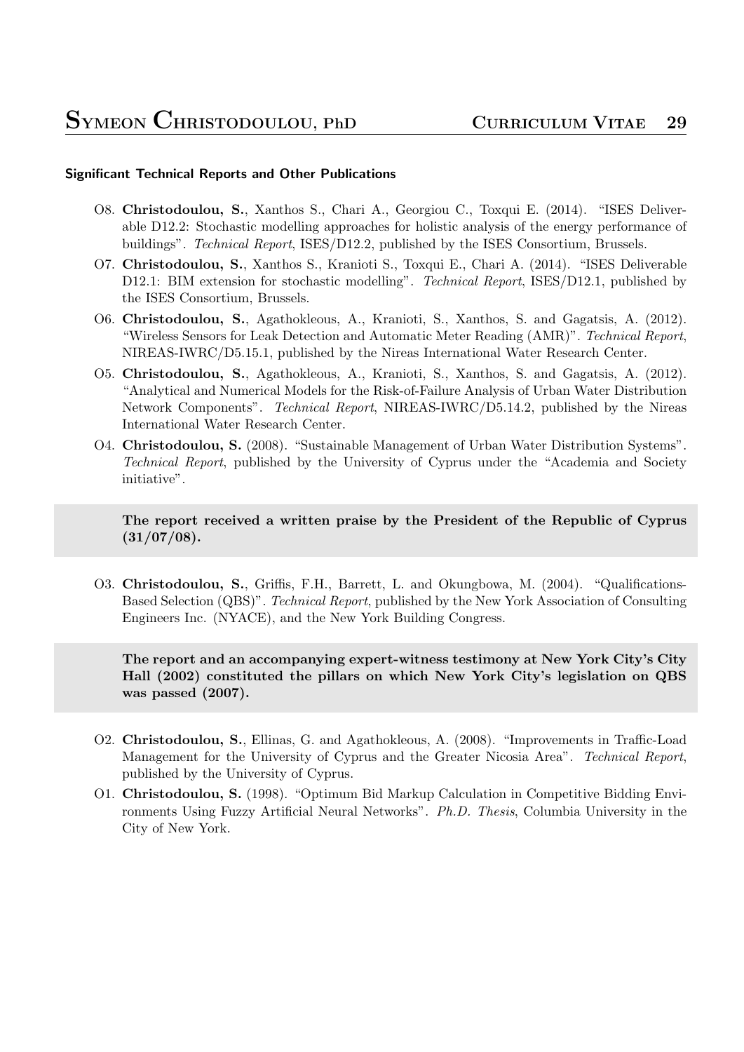#### Significant Technical Reports and Other Publications

- O8. **Christodoulou, S.**, Xanthos S., Chari A., Georgiou C., Toxqui E. (2014). "ISES Deliverable D12.2: Stochastic modelling approaches for holistic analysis of the energy performance of buildings". *Technical Report*, ISES/D12.2, published by the ISES Consortium, Brussels.
- O7. **Christodoulou, S.**, Xanthos S., Kranioti S., Toxqui E., Chari A. (2014). "ISES Deliverable D12.1: BIM extension for stochastic modelling". *Technical Report*, ISES/D12.1, published by the ISES Consortium, Brussels.
- O6. **Christodoulou, S.**, Agathokleous, A., Kranioti, S., Xanthos, S. and Gagatsis, A. (2012). "Wireless Sensors for Leak Detection and Automatic Meter Reading (AMR)". *Technical Report*, NIREAS-IWRC/D5.15.1, published by the Nireas International Water Research Center.
- O5. **Christodoulou, S.**, Agathokleous, A., Kranioti, S., Xanthos, S. and Gagatsis, A. (2012). "Analytical and Numerical Models for the Risk-of-Failure Analysis of Urban Water Distribution Network Components". *Technical Report*, NIREAS-IWRC/D5.14.2, published by the Nireas International Water Research Center.
- O4. **Christodoulou, S.** (2008). "Sustainable Management of Urban Water Distribution Systems". *Technical Report*, published by the University of Cyprus under the "Academia and Society initiative".

  **The report received a written praise by the President of the Republic of Cyprus (31/07/08).**

- O3. **Christodoulou, S.**, Griffis, F.H., Barrett, L. and Okungbowa, M. (2004). "Qualifications-Based Selection (QBS)". *Technical Report*, published by the New York Association of Consulting Engineers Inc. (NYACE), and the New York Building Congress.

  **The report and an accompanying expert-witness testimony at New York City's City Hall (2002) constituted the pillars on which New York City's legislation on QBS was passed (2007).**

- O2. **Christodoulou, S.**, Ellinas, G. and Agathokleous, A. (2008). "Improvements in Traffic-Load Management for the University of Cyprus and the Greater Nicosia Area". *Technical Report*, published by the University of Cyprus.
- O1. **Christodoulou, S.** (1998). "Optimum Bid Markup Calculation in Competitive Bidding Environments Using Fuzzy Artificial Neural Networks". *Ph.D. Thesis*, Columbia University in the City of New York.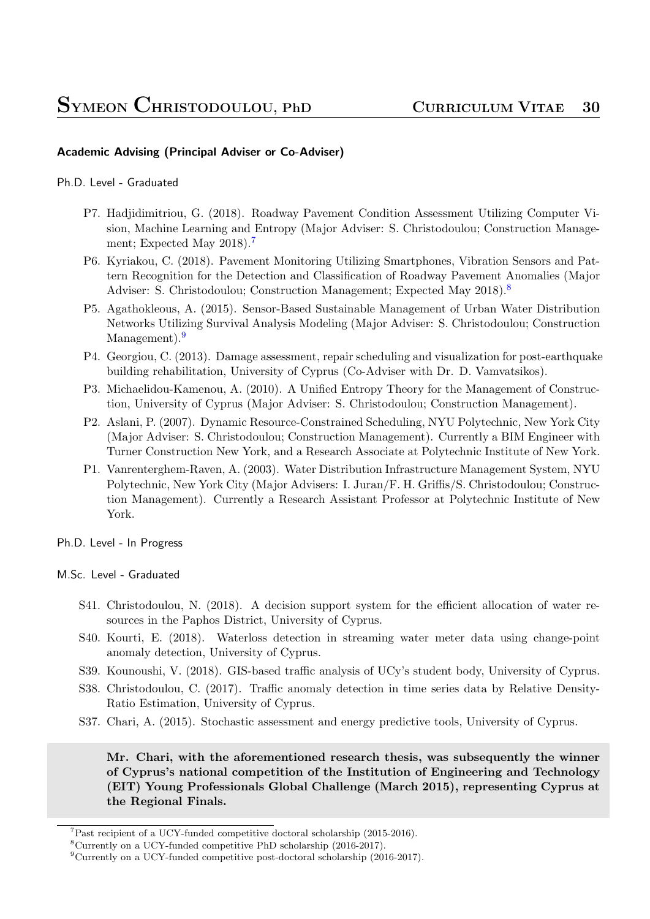### Academic Advising (Principal Adviser or Co-Adviser)

Ph.D. Level - Graduated

- P7. Hadjidimitriou, G. (2018). Roadway Pavement Condition Assessment Utilizing Computer Vision, Machine Learning and Entropy (Major Adviser: S. Christodoulou; Construction Management; Expected May 2018).[7]
- P6. Kyriakou, C. (2018). Pavement Monitoring Utilizing Smartphones, Vibration Sensors and Pattern Recognition for the Detection and Classification of Roadway Pavement Anomalies (Major Adviser: S. Christodoulou; Construction Management; Expected May 2018).[8]
- P5. Agathokleous, A. (2015). Sensor-Based Sustainable Management of Urban Water Distribution Networks Utilizing Survival Analysis Modeling (Major Adviser: S. Christodoulou; Construction Management).[9]
- P4. Georgiou, C. (2013). Damage assessment, repair scheduling and visualization for post-earthquake building rehabilitation, University of Cyprus (Co-Adviser with Dr. D. Vamvatsikos).
- P3. Michaelidou-Kamenou, A. (2010). A Unified Entropy Theory for the Management of Construction, University of Cyprus (Major Adviser: S. Christodoulou; Construction Management).
- P2. Aslani, P. (2007). Dynamic Resource-Constrained Scheduling, NYU Polytechnic, New York City (Major Adviser: S. Christodoulou; Construction Management). Currently a BIM Engineer with Turner Construction New York, and a Research Associate at Polytechnic Institute of New York.
- P1. Vanrenterghem-Raven, A. (2003). Water Distribution Infrastructure Management System, NYU Polytechnic, New York City (Major Advisers: I. Juran/F. H. Griffis/S. Christodoulou; Construction Management). Currently a Research Assistant Professor at Polytechnic Institute of New York.

Ph.D. Level - In Progress

M.Sc. Level - Graduated

- S41. Christodoulou, N. (2018). A decision support system for the efficient allocation of water resources in the Paphos District, University of Cyprus.
- S40. Kourti, E. (2018). Waterloss detection in streaming water meter data using change-point anomaly detection, University of Cyprus.
- S39. Kounoushi, V. (2018). GIS-based traffic analysis of UCy's student body, University of Cyprus.
- S38. Christodoulou, C. (2017). Traffic anomaly detection in time series data by Relative Density-Ratio Estimation, University of Cyprus.
- S37. Chari, A. (2015). Stochastic assessment and energy predictive tools, University of Cyprus.

**Mr. Chari, with the aforementioned research thesis, was subsequently the winner of Cyprus's national competition of the Institution of Engineering and Technology (EIT) Young Professionals Global Challenge (March 2015), representing Cyprus at the Regional Finals.**

[7] Past recipient of a UCY-funded competitive doctoral scholarship (2015-2016).

[8] Currently on a UCY-funded competitive PhD scholarship (2016-2017).

[9] Currently on a UCY-funded competitive post-doctoral scholarship (2016-2017).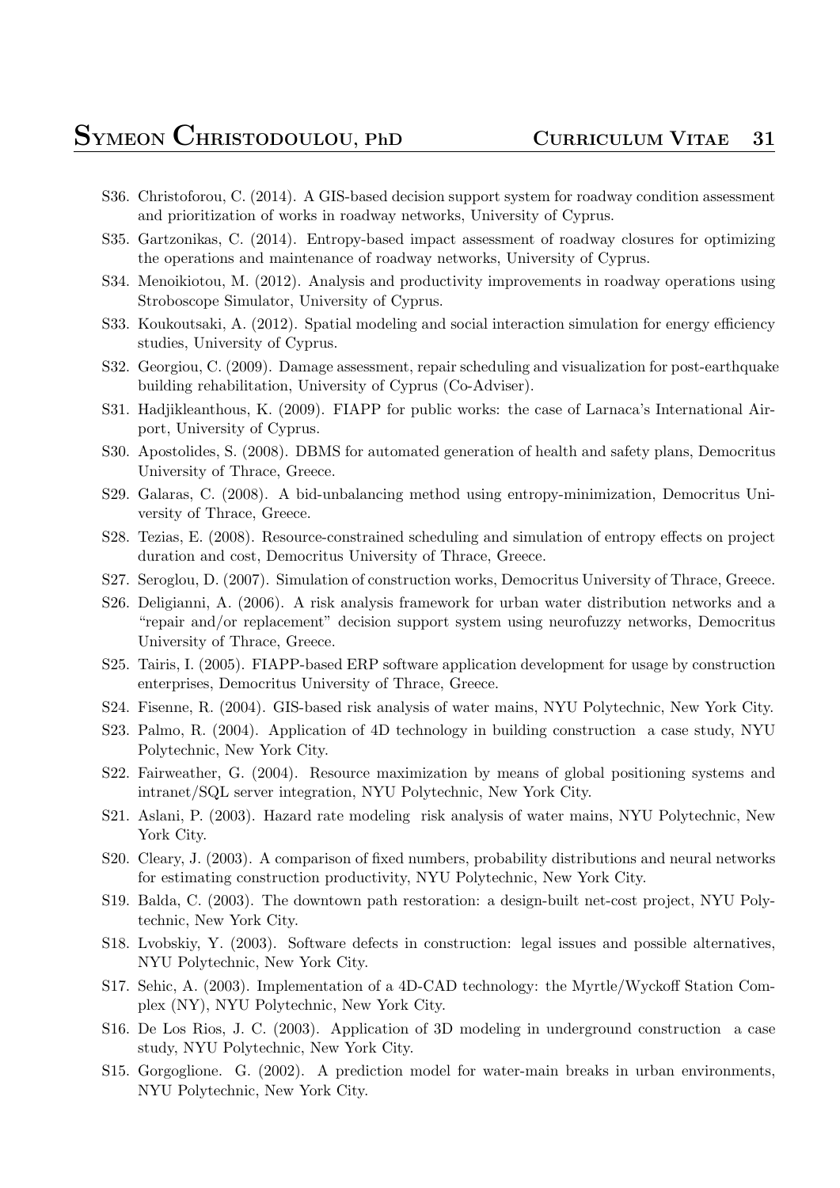- S36. Christoforou, C. (2014). A GIS-based decision support system for roadway condition assessment and prioritization of works in roadway networks, University of Cyprus.
- S35. Gartzonikas, C. (2014). Entropy-based impact assessment of roadway closures for optimizing the operations and maintenance of roadway networks, University of Cyprus.
- S34. Menoikiotou, M. (2012). Analysis and productivity improvements in roadway operations using Stroboscope Simulator, University of Cyprus.
- S33. Koukoutsaki, A. (2012). Spatial modeling and social interaction simulation for energy efficiency studies, University of Cyprus.
- S32. Georgiou, C. (2009). Damage assessment, repair scheduling and visualization for post-earthquake building rehabilitation, University of Cyprus (Co-Adviser).
- S31. Hadjikleanthous, K. (2009). FIAPP for public works: the case of Larnaca's International Airport, University of Cyprus.
- S30. Apostolides, S. (2008). DBMS for automated generation of health and safety plans, Democritus University of Thrace, Greece.
- S29. Galaras, C. (2008). A bid-unbalancing method using entropy-minimization, Democritus University of Thrace, Greece.
- S28. Tezias, E. (2008). Resource-constrained scheduling and simulation of entropy effects on project duration and cost, Democritus University of Thrace, Greece.
- S27. Seroglou, D. (2007). Simulation of construction works, Democritus University of Thrace, Greece.
- S26. Deligianni, A. (2006). A risk analysis framework for urban water distribution networks and a "repair and/or replacement" decision support system using neurofuzzy networks, Democritus University of Thrace, Greece.
- S25. Tairis, I. (2005). FIAPP-based ERP software application development for usage by construction enterprises, Democritus University of Thrace, Greece.
- S24. Fisenne, R. (2004). GIS-based risk analysis of water mains, NYU Polytechnic, New York City.
- S23. Palmo, R. (2004). Application of 4D technology in building construction a case study, NYU Polytechnic, New York City.
- S22. Fairweather, G. (2004). Resource maximization by means of global positioning systems and intranet/SQL server integration, NYU Polytechnic, New York City.
- S21. Aslani, P. (2003). Hazard rate modeling risk analysis of water mains, NYU Polytechnic, New York City.
- S20. Cleary, J. (2003). A comparison of fixed numbers, probability distributions and neural networks for estimating construction productivity, NYU Polytechnic, New York City.
- S19. Balda, C. (2003). The downtown path restoration: a design-built net-cost project, NYU Polytechnic, New York City.
- S18. Lvobskiy, Y. (2003). Software defects in construction: legal issues and possible alternatives, NYU Polytechnic, New York City.
- S17. Sehic, A. (2003). Implementation of a 4D-CAD technology: the Myrtle/Wyckoff Station Complex (NY), NYU Polytechnic, New York City.
- S16. De Los Rios, J. C. (2003). Application of 3D modeling in underground construction a case study, NYU Polytechnic, New York City.
- S15. Gorgoglione. G. (2002). A prediction model for water-main breaks in urban environments, NYU Polytechnic, New York City.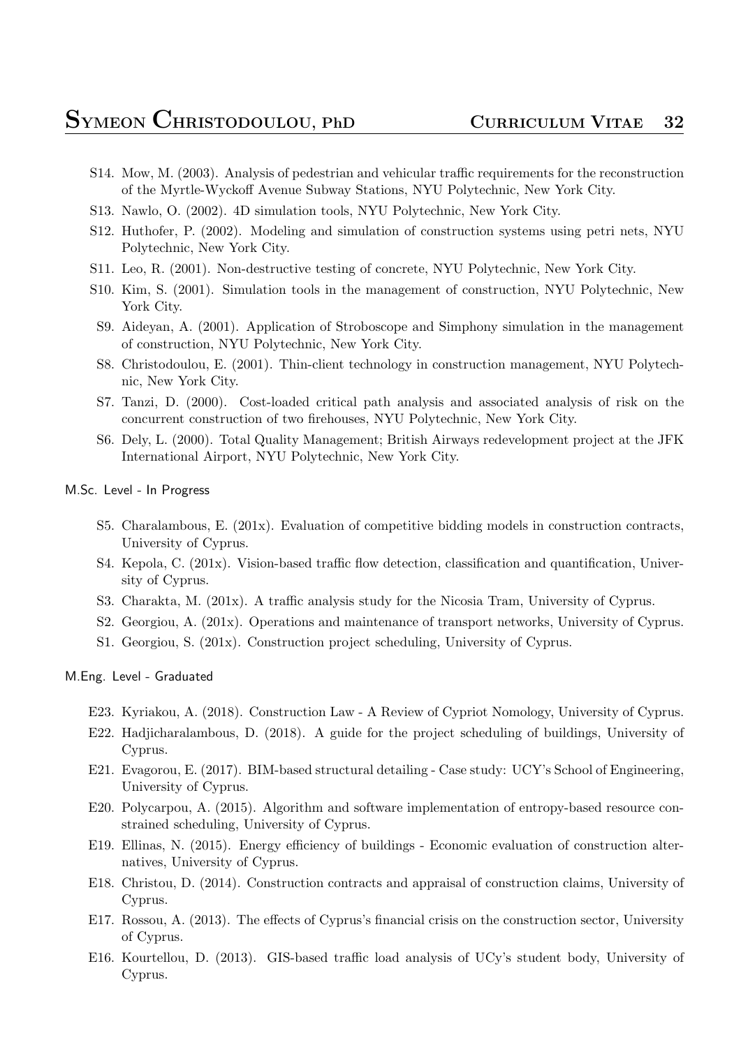- S14. Mow, M. (2003). Analysis of pedestrian and vehicular traffic requirements for the reconstruction of the Myrtle-Wyckoff Avenue Subway Stations, NYU Polytechnic, New York City.
- S13. Nawlo, O. (2002). 4D simulation tools, NYU Polytechnic, New York City.
- S12. Huthofer, P. (2002). Modeling and simulation of construction systems using petri nets, NYU Polytechnic, New York City.
- S11. Leo, R. (2001). Non-destructive testing of concrete, NYU Polytechnic, New York City.
- S10. Kim, S. (2001). Simulation tools in the management of construction, NYU Polytechnic, New York City.
- S9. Aideyan, A. (2001). Application of Stroboscope and Simphony simulation in the management of construction, NYU Polytechnic, New York City.
- S8. Christodoulou, E. (2001). Thin-client technology in construction management, NYU Polytechnic, New York City.
- S7. Tanzi, D. (2000). Cost-loaded critical path analysis and associated analysis of risk on the concurrent construction of two firehouses, NYU Polytechnic, New York City.
- S6. Dely, L. (2000). Total Quality Management; British Airways redevelopment project at the JFK International Airport, NYU Polytechnic, New York City.

M.Sc. Level - In Progress

- S5. Charalambous, E. (201x). Evaluation of competitive bidding models in construction contracts, University of Cyprus.
- S4. Kepola, C. (201x). Vision-based traffic flow detection, classification and quantification, University of Cyprus.
- S3. Charakta, M. (201x). A traffic analysis study for the Nicosia Tram, University of Cyprus.
- S2. Georgiou, A. (201x). Operations and maintenance of transport networks, University of Cyprus.
- S1. Georgiou, S. (201x). Construction project scheduling, University of Cyprus.

M.Eng. Level - Graduated

- E23. Kyriakou, A. (2018). Construction Law - A Review of Cypriot Nomology, University of Cyprus.
- E22. Hadjicharalambous, D. (2018). A guide for the project scheduling of buildings, University of Cyprus.
- E21. Evagorou, E. (2017). BIM-based structural detailing - Case study: UCY's School of Engineering, University of Cyprus.
- E20. Polycarpou, A. (2015). Algorithm and software implementation of entropy-based resource constrained scheduling, University of Cyprus.
- E19. Ellinas, N. (2015). Energy efficiency of buildings - Economic evaluation of construction alternatives, University of Cyprus.
- E18. Christou, D. (2014). Construction contracts and appraisal of construction claims, University of Cyprus.
- E17. Rossou, A. (2013). The effects of Cyprus's financial crisis on the construction sector, University of Cyprus.
- E16. Kourtellou, D. (2013). GIS-based traffic load analysis of UCy's student body, University of Cyprus.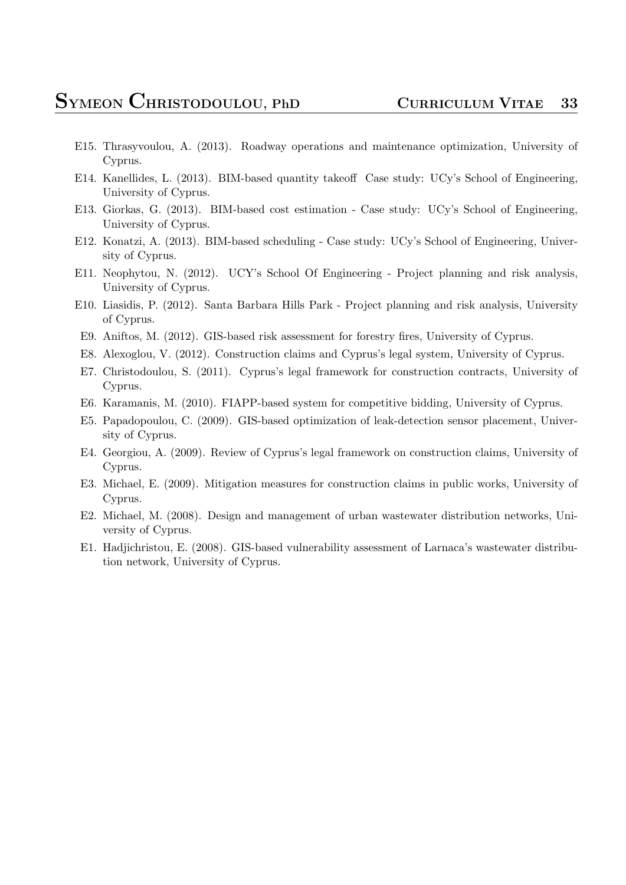E15. Thrasyvoulou, A. (2013). Roadway operations and maintenance optimization, University of Cyprus.

E14. Kanellides, L. (2013). BIM-based quantity takeoff Case study: UCy's School of Engineering, University of Cyprus.

E13. Giorkas, G. (2013). BIM-based cost estimation - Case study: UCy's School of Engineering, University of Cyprus.

E12. Konatzi, A. (2013). BIM-based scheduling - Case study: UCy's School of Engineering, University of Cyprus.

E11. Neophytou, N. (2012). UCY's School Of Engineering - Project planning and risk analysis, University of Cyprus.

E10. Liasidis, P. (2012). Santa Barbara Hills Park - Project planning and risk analysis, University of Cyprus.

E9. Aniftos, M. (2012). GIS-based risk assessment for forestry fires, University of Cyprus.

E8. Alexoglou, V. (2012). Construction claims and Cyprus's legal system, University of Cyprus.

E7. Christodoulou, S. (2011). Cyprus's legal framework for construction contracts, University of Cyprus.

E6. Karamanis, M. (2010). FIAPP-based system for competitive bidding, University of Cyprus.

E5. Papadopoulou, C. (2009). GIS-based optimization of leak-detection sensor placement, University of Cyprus.

E4. Georgiou, A. (2009). Review of Cyprus's legal framework on construction claims, University of Cyprus.

E3. Michael, E. (2009). Mitigation measures for construction claims in public works, University of Cyprus.

E2. Michael, M. (2008). Design and management of urban wastewater distribution networks, University of Cyprus.

E1. Hadjichristou, E. (2008). GIS-based vulnerability assessment of Larnaca's wastewater distribution network, University of Cyprus.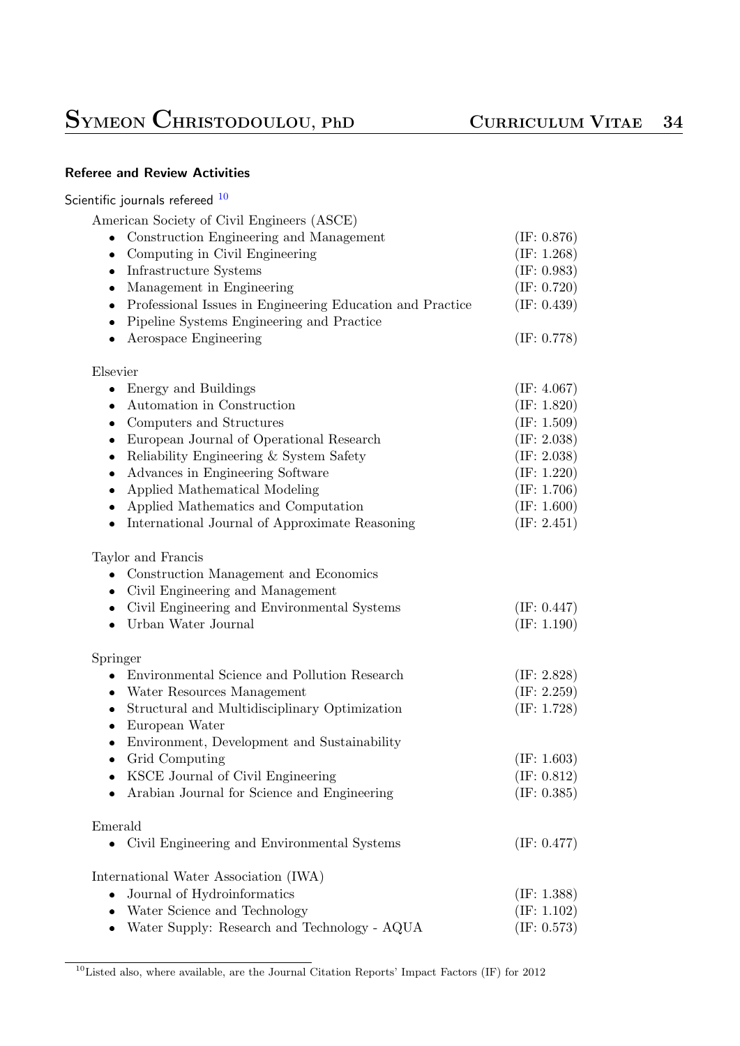### Referee and Review Activities

Scientific journals refereed [10]

American Society of Civil Engineers (ASCE)

- Construction Engineering and Management (IF: 0.876)
- Computing in Civil Engineering (IF: 1.268)
- Infrastructure Systems (IF: 0.983)
- Management in Engineering (IF: 0.720)
- Professional Issues in Engineering Education and Practice (IF: 0.439)
- Pipeline Systems Engineering and Practice
- Aerospace Engineering (IF: 0.778)

Elsevier

- Energy and Buildings (IF: 4.067)
- Automation in Construction (IF: 1.820)
- Computers and Structures (IF: 1.509)
- European Journal of Operational Research (IF: 2.038)
- Reliability Engineering & System Safety (IF: 2.038)
- Advances in Engineering Software (IF: 1.220)
- Applied Mathematical Modeling (IF: 1.706)
- Applied Mathematics and Computation (IF: 1.600)
- International Journal of Approximate Reasoning (IF: 2.451)

Taylor and Francis

- Construction Management and Economics
- Civil Engineering and Management
- Civil Engineering and Environmental Systems (IF: 0.447)
- Urban Water Journal (IF: 1.190)

Springer

- Environmental Science and Pollution Research (IF: 2.828)
- Water Resources Management (IF: 2.259)
- Structural and Multidisciplinary Optimization (IF: 1.728)
- European Water
- Environment, Development and Sustainability
- Grid Computing (IF: 1.603)
- KSCE Journal of Civil Engineering (IF: 0.812)
- Arabian Journal for Science and Engineering (IF: 0.385)

Emerald

- Civil Engineering and Environmental Systems (IF: 0.477)

International Water Association (IWA)

- Journal of Hydroinformatics (IF: 1.388)
- Water Science and Technology (IF: 1.102)
- Water Supply: Research and Technology - AQUA (IF: 0.573)

[10] Listed also, where available, are the Journal Citation Reports' Impact Factors (IF) for 2012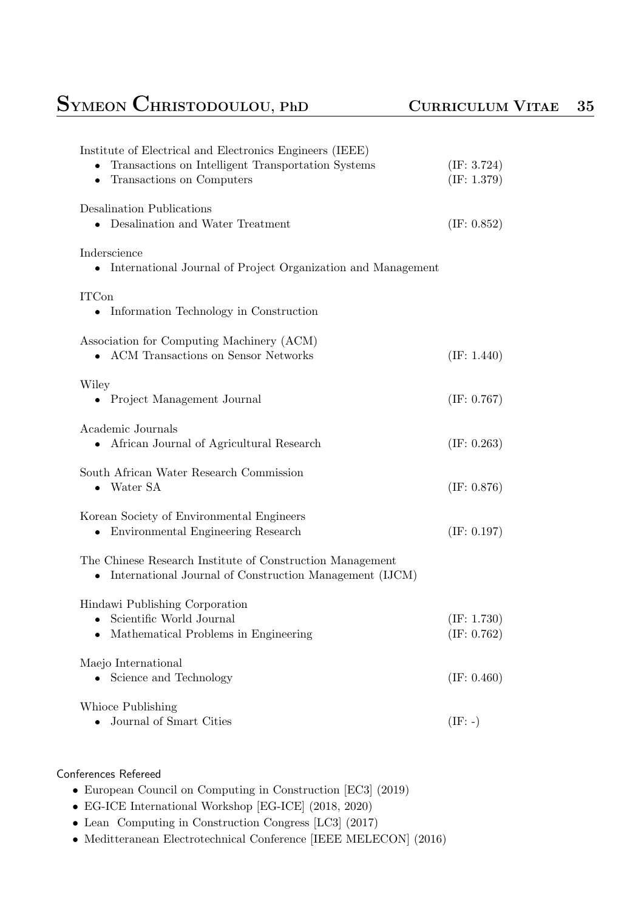Institute of Electrical and Electronics Engineers (IEEE)

- Transactions on Intelligent Transportation Systems (IF: 3.724)
- Transactions on Computers (IF: 1.379)

Desalination Publications

- Desalination and Water Treatment (IF: 0.852)

Inderscience

- International Journal of Project Organization and Management

ITCon

- Information Technology in Construction

Association for Computing Machinery (ACM)

- ACM Transactions on Sensor Networks (IF: 1.440)

Wiley

- Project Management Journal (IF: 0.767)

Academic Journals

- African Journal of Agricultural Research (IF: 0.263)

South African Water Research Commission

- Water SA (IF: 0.876)

Korean Society of Environmental Engineers

- Environmental Engineering Research (IF: 0.197)

The Chinese Research Institute of Construction Management

- International Journal of Construction Management (IJCM)

Hindawi Publishing Corporation

- Scientific World Journal (IF: 1.730)
- Mathematical Problems in Engineering (IF: 0.762)

Maejo International

- Science and Technology (IF: 0.460)

Whioce Publishing

- Journal of Smart Cities (IF: -)

### Conferences Refereed

- European Council on Computing in Construction [EC3] (2019)
- EG-ICE International Workshop [EG-ICE] (2018, 2020)
- Lean Computing in Construction Congress [LC3] (2017)
- Meditteranean Electrotechnical Conference [IEEE MELECON] (2016)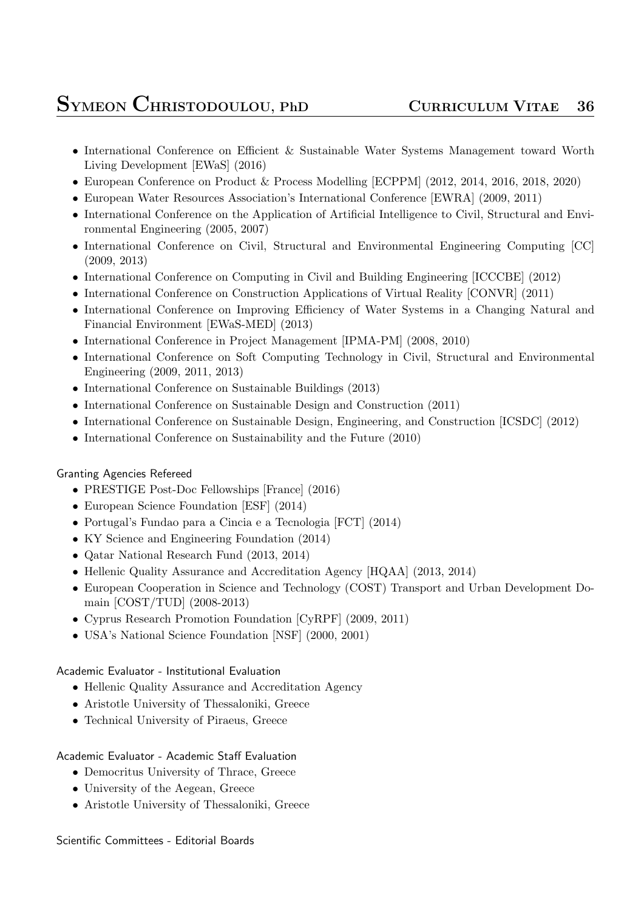- International Conference on Efficient & Sustainable Water Systems Management toward Worth Living Development [EWaS] (2016)
- European Conference on Product & Process Modelling [ECPPM] (2012, 2014, 2016, 2018, 2020)
- European Water Resources Association's International Conference [EWRA] (2009, 2011)
- International Conference on the Application of Artificial Intelligence to Civil, Structural and Environmental Engineering (2005, 2007)
- International Conference on Civil, Structural and Environmental Engineering Computing [CC] (2009, 2013)
- International Conference on Computing in Civil and Building Engineering [ICCCBE] (2012)
- International Conference on Construction Applications of Virtual Reality [CONVR] (2011)
- International Conference on Improving Efficiency of Water Systems in a Changing Natural and Financial Environment [EWaS-MED] (2013)
- International Conference in Project Management [IPMA-PM] (2008, 2010)
- International Conference on Soft Computing Technology in Civil, Structural and Environmental Engineering (2009, 2011, 2013)
- International Conference on Sustainable Buildings (2013)
- International Conference on Sustainable Design and Construction (2011)
- International Conference on Sustainable Design, Engineering, and Construction [ICSDC] (2012)
- International Conference on Sustainability and the Future (2010)

#### Granting Agencies Refereed

- PRESTIGE Post-Doc Fellowships [France] (2016)
- European Science Foundation [ESF] (2014)
- Portugal's Fundao para a Cincia e a Tecnologia [FCT] (2014)
- KY Science and Engineering Foundation (2014)
- Qatar National Research Fund (2013, 2014)
- Hellenic Quality Assurance and Accreditation Agency [HQAA] (2013, 2014)
- European Cooperation in Science and Technology (COST) Transport and Urban Development Domain [COST/TUD] (2008-2013)
- Cyprus Research Promotion Foundation [CyRPF] (2009, 2011)
- USA's National Science Foundation [NSF] (2000, 2001)

#### Academic Evaluator - Institutional Evaluation

- Hellenic Quality Assurance and Accreditation Agency
- Aristotle University of Thessaloniki, Greece
- Technical University of Piraeus, Greece

#### Academic Evaluator - Academic Staff Evaluation

- Democritus University of Thrace, Greece
- University of the Aegean, Greece
- Aristotle University of Thessaloniki, Greece

#### Scientific Committees - Editorial Boards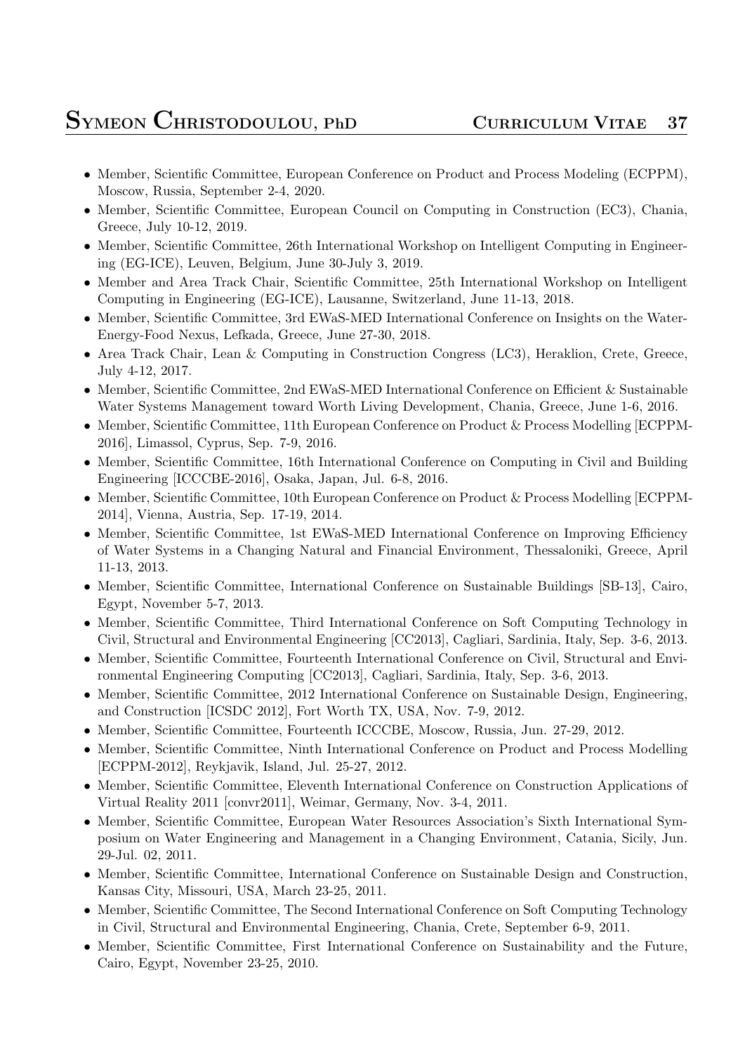- Member, Scientific Committee, European Conference on Product and Process Modeling (ECPPM), Moscow, Russia, September 2-4, 2020.
- Member, Scientific Committee, European Council on Computing in Construction (EC3), Chania, Greece, July 10-12, 2019.
- Member, Scientific Committee, 26th International Workshop on Intelligent Computing in Engineering (EG-ICE), Leuven, Belgium, June 30-July 3, 2019.
- Member and Area Track Chair, Scientific Committee, 25th International Workshop on Intelligent Computing in Engineering (EG-ICE), Lausanne, Switzerland, June 11-13, 2018.
- Member, Scientific Committee, 3rd EWaS-MED International Conference on Insights on the Water-Energy-Food Nexus, Lefkada, Greece, June 27-30, 2018.
- Area Track Chair, Lean & Computing in Construction Congress (LC3), Heraklion, Crete, Greece, July 4-12, 2017.
- Member, Scientific Committee, 2nd EWaS-MED International Conference on Efficient & Sustainable Water Systems Management toward Worth Living Development, Chania, Greece, June 1-6, 2016.
- Member, Scientific Committee, 11th European Conference on Product & Process Modelling [ECPPM-2016], Limassol, Cyprus, Sep. 7-9, 2016.
- Member, Scientific Committee, 16th International Conference on Computing in Civil and Building Engineering [ICCCBE-2016], Osaka, Japan, Jul. 6-8, 2016.
- Member, Scientific Committee, 10th European Conference on Product & Process Modelling [ECPPM-2014], Vienna, Austria, Sep. 17-19, 2014.
- Member, Scientific Committee, 1st EWaS-MED International Conference on Improving Efficiency of Water Systems in a Changing Natural and Financial Environment, Thessaloniki, Greece, April 11-13, 2013.
- Member, Scientific Committee, International Conference on Sustainable Buildings [SB-13], Cairo, Egypt, November 5-7, 2013.
- Member, Scientific Committee, Third International Conference on Soft Computing Technology in Civil, Structural and Environmental Engineering [CC2013], Cagliari, Sardinia, Italy, Sep. 3-6, 2013.
- Member, Scientific Committee, Fourteenth International Conference on Civil, Structural and Environmental Engineering Computing [CC2013], Cagliari, Sardinia, Italy, Sep. 3-6, 2013.
- Member, Scientific Committee, 2012 International Conference on Sustainable Design, Engineering, and Construction [ICSDC 2012], Fort Worth TX, USA, Nov. 7-9, 2012.
- Member, Scientific Committee, Fourteenth ICCCBE, Moscow, Russia, Jun. 27-29, 2012.
- Member, Scientific Committee, Ninth International Conference on Product and Process Modelling [ECPPM-2012], Reykjavik, Island, Jul. 25-27, 2012.
- Member, Scientific Committee, Eleventh International Conference on Construction Applications of Virtual Reality 2011 [convr2011], Weimar, Germany, Nov. 3-4, 2011.
- Member, Scientific Committee, European Water Resources Association's Sixth International Symposium on Water Engineering and Management in a Changing Environment, Catania, Sicily, Jun. 29-Jul. 02, 2011.
- Member, Scientific Committee, International Conference on Sustainable Design and Construction, Kansas City, Missouri, USA, March 23-25, 2011.
- Member, Scientific Committee, The Second International Conference on Soft Computing Technology in Civil, Structural and Environmental Engineering, Chania, Crete, September 6-9, 2011.
- Member, Scientific Committee, First International Conference on Sustainability and the Future, Cairo, Egypt, November 23-25, 2010.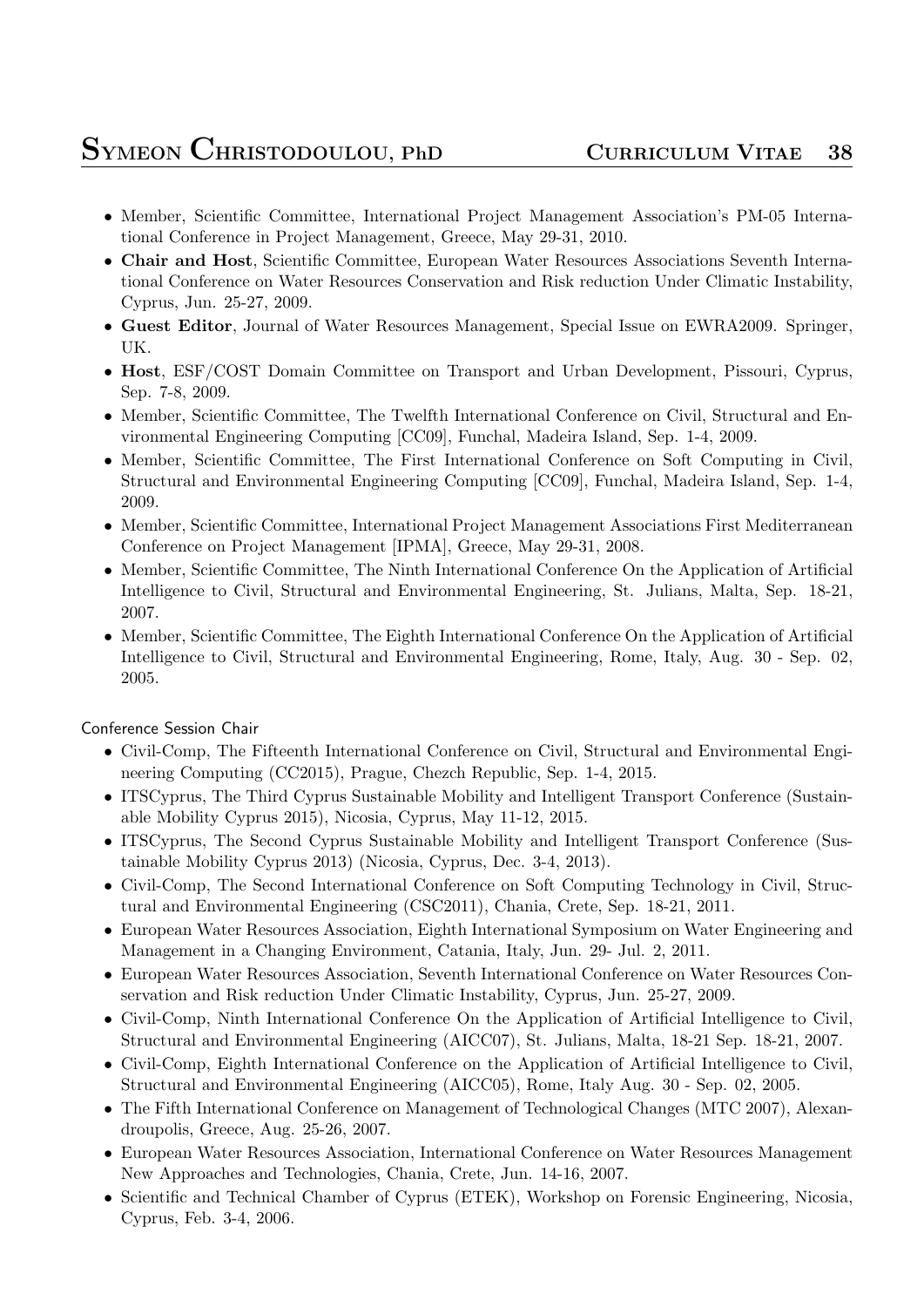- Member, Scientific Committee, International Project Management Association's PM-05 International Conference in Project Management, Greece, May 29-31, 2010.
- **Chair and Host**, Scientific Committee, European Water Resources Associations Seventh International Conference on Water Resources Conservation and Risk reduction Under Climatic Instability, Cyprus, Jun. 25-27, 2009.
- **Guest Editor**, Journal of Water Resources Management, Special Issue on EWRA2009. Springer, UK.
- **Host**, ESF/COST Domain Committee on Transport and Urban Development, Pissouri, Cyprus, Sep. 7-8, 2009.
- Member, Scientific Committee, The Twelfth International Conference on Civil, Structural and Environmental Engineering Computing [CC09], Funchal, Madeira Island, Sep. 1-4, 2009.
- Member, Scientific Committee, The First International Conference on Soft Computing in Civil, Structural and Environmental Engineering Computing [CC09], Funchal, Madeira Island, Sep. 1-4, 2009.
- Member, Scientific Committee, International Project Management Associations First Mediterranean Conference on Project Management [IPMA], Greece, May 29-31, 2008.
- Member, Scientific Committee, The Ninth International Conference On the Application of Artificial Intelligence to Civil, Structural and Environmental Engineering, St. Julians, Malta, Sep. 18-21, 2007.
- Member, Scientific Committee, The Eighth International Conference On the Application of Artificial Intelligence to Civil, Structural and Environmental Engineering, Rome, Italy, Aug. 30 - Sep. 02, 2005.

Conference Session Chair

- Civil-Comp, The Fifteenth International Conference on Civil, Structural and Environmental Engineering Computing (CC2015), Prague, Chezch Republic, Sep. 1-4, 2015.
- ITSCyprus, The Third Cyprus Sustainable Mobility and Intelligent Transport Conference (Sustainable Mobility Cyprus 2015), Nicosia, Cyprus, May 11-12, 2015.
- ITSCyprus, The Second Cyprus Sustainable Mobility and Intelligent Transport Conference (Sustainable Mobility Cyprus 2013) (Nicosia, Cyprus, Dec. 3-4, 2013).
- Civil-Comp, The Second International Conference on Soft Computing Technology in Civil, Structural and Environmental Engineering (CSC2011), Chania, Crete, Sep. 18-21, 2011.
- European Water Resources Association, Eighth International Symposium on Water Engineering and Management in a Changing Environment, Catania, Italy, Jun. 29- Jul. 2, 2011.
- European Water Resources Association, Seventh International Conference on Water Resources Conservation and Risk reduction Under Climatic Instability, Cyprus, Jun. 25-27, 2009.
- Civil-Comp, Ninth International Conference On the Application of Artificial Intelligence to Civil, Structural and Environmental Engineering (AICC07), St. Julians, Malta, 18-21 Sep. 18-21, 2007.
- Civil-Comp, Eighth International Conference on the Application of Artificial Intelligence to Civil, Structural and Environmental Engineering (AICC05), Rome, Italy Aug. 30 - Sep. 02, 2005.
- The Fifth International Conference on Management of Technological Changes (MTC 2007), Alexandroupolis, Greece, Aug. 25-26, 2007.
- European Water Resources Association, International Conference on Water Resources Management New Approaches and Technologies, Chania, Crete, Jun. 14-16, 2007.
- Scientific and Technical Chamber of Cyprus (ETEK), Workshop on Forensic Engineering, Nicosia, Cyprus, Feb. 3-4, 2006.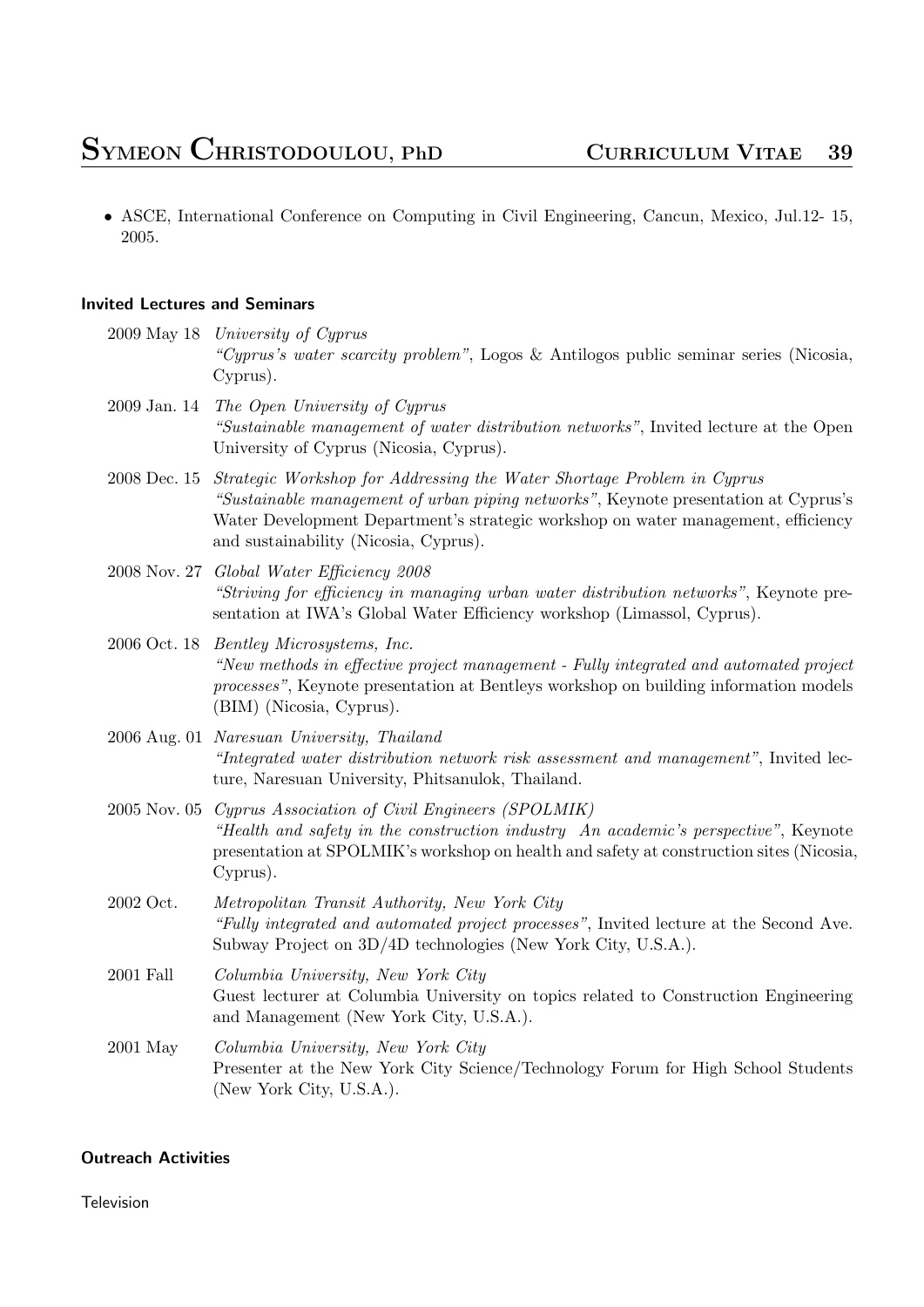- ASCE, International Conference on Computing in Civil Engineering, Cancun, Mexico, Jul.12- 15, 2005.

### Invited Lectures and Seminars

2009 May 18 *University of Cyprus*
*"Cyprus's water scarcity problem"*, Logos & Antilogos public seminar series (Nicosia, Cyprus).

2009 Jan. 14 *The Open University of Cyprus*
*"Sustainable management of water distribution networks"*, Invited lecture at the Open University of Cyprus (Nicosia, Cyprus).

2008 Dec. 15 *Strategic Workshop for Addressing the Water Shortage Problem in Cyprus*
*"Sustainable management of urban piping networks"*, Keynote presentation at Cyprus's Water Development Department's strategic workshop on water management, efficiency and sustainability (Nicosia, Cyprus).

2008 Nov. 27 *Global Water Efficiency 2008*
*"Striving for efficiency in managing urban water distribution networks"*, Keynote presentation at IWA's Global Water Efficiency workshop (Limassol, Cyprus).

2006 Oct. 18 *Bentley Microsystems, Inc.*
*"New methods in effective project management - Fully integrated and automated project processes"*, Keynote presentation at Bentleys workshop on building information models (BIM) (Nicosia, Cyprus).

2006 Aug. 01 *Naresuan University, Thailand*
*"Integrated water distribution network risk assessment and management"*, Invited lecture, Naresuan University, Phitsanulok, Thailand.

2005 Nov. 05 *Cyprus Association of Civil Engineers (SPOLMIK)*
*"Health and safety in the construction industry An academic's perspective"*, Keynote presentation at SPOLMIK's workshop on health and safety at construction sites (Nicosia, Cyprus).

2002 Oct. *Metropolitan Transit Authority, New York City*
*"Fully integrated and automated project processes"*, Invited lecture at the Second Ave. Subway Project on 3D/4D technologies (New York City, U.S.A.).

2001 Fall *Columbia University, New York City*
Guest lecturer at Columbia University on topics related to Construction Engineering and Management (New York City, U.S.A.).

2001 May *Columbia University, New York City*
Presenter at the New York City Science/Technology Forum for High School Students (New York City, U.S.A.).

### Outreach Activities

Television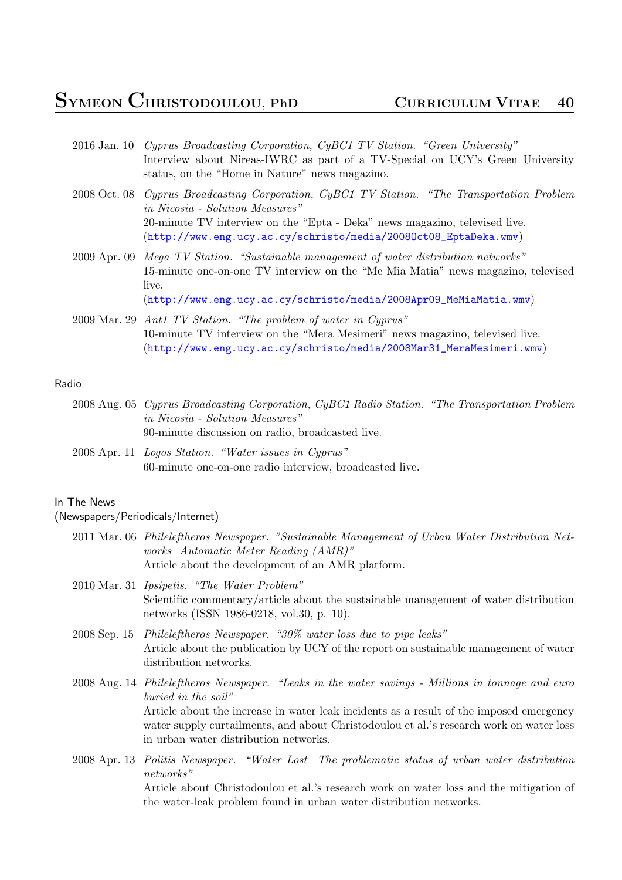2016 Jan. 10 *Cyprus Broadcasting Corporation, CyBC1 TV Station. "Green University"*
Interview about Nireas-IWRC as part of a TV-Special on UCY's Green University status, on the "Home in Nature" news magazino.

2008 Oct. 08 *Cyprus Broadcasting Corporation, CyBC1 TV Station. "The Transportation Problem in Nicosia - Solution Measures"*
20-minute TV interview on the "Epta - Deka" news magazino, televised live.
(http://www.eng.ucy.ac.cy/schristo/media/2008Oct08_EptaDeka.wmv)

2009 Apr. 09 *Mega TV Station. "Sustainable management of water distribution networks"*
15-minute one-on-one TV interview on the "Me Mia Matia" news magazino, televised live.
(http://www.eng.ucy.ac.cy/schristo/media/2008Apr09_MeMiaMatia.wmv)

2009 Mar. 29 *Ant1 TV Station. "The problem of water in Cyprus"*
10-minute TV interview on the "Mera Mesimeri" news magazino, televised live.
(http://www.eng.ucy.ac.cy/schristo/media/2008Mar31_MeraMesimeri.wmv)

## Radio

2008 Aug. 05 *Cyprus Broadcasting Corporation, CyBC1 Radio Station. "The Transportation Problem in Nicosia - Solution Measures"*
90-minute discussion on radio, broadcasted live.

2008 Apr. 11 *Logos Station. "Water issues in Cyprus"*
60-minute one-on-one radio interview, broadcasted live.

## In The News
(Newspapers/Periodicals/Internet)

2011 Mar. 06 *Phileleftheros Newspaper. "Sustainable Management of Urban Water Distribution Networks Automatic Meter Reading (AMR)"*
Article about the development of an AMR platform.

2010 Mar. 31 *Ipsipetis. "The Water Problem"*
Scientific commentary/article about the sustainable management of water distribution networks (ISSN 1986-0218, vol.30, p. 10).

2008 Sep. 15 *Phileleftheros Newspaper. "30% water loss due to pipe leaks"*
Article about the publication by UCY of the report on sustainable management of water distribution networks.

2008 Aug. 14 *Phileleftheros Newspaper. "Leaks in the water savings - Millions in tonnage and euro buried in the soil"*
Article about the increase in water leak incidents as a result of the imposed emergency water supply curtailments, and about Christodoulou et al.'s research work on water loss in urban water distribution networks.

2008 Apr. 13 *Politis Newspaper. "Water Lost The problematic status of urban water distribution networks"*
Article about Christodoulou et al.'s research work on water loss and the mitigation of the water-leak problem found in urban water distribution networks.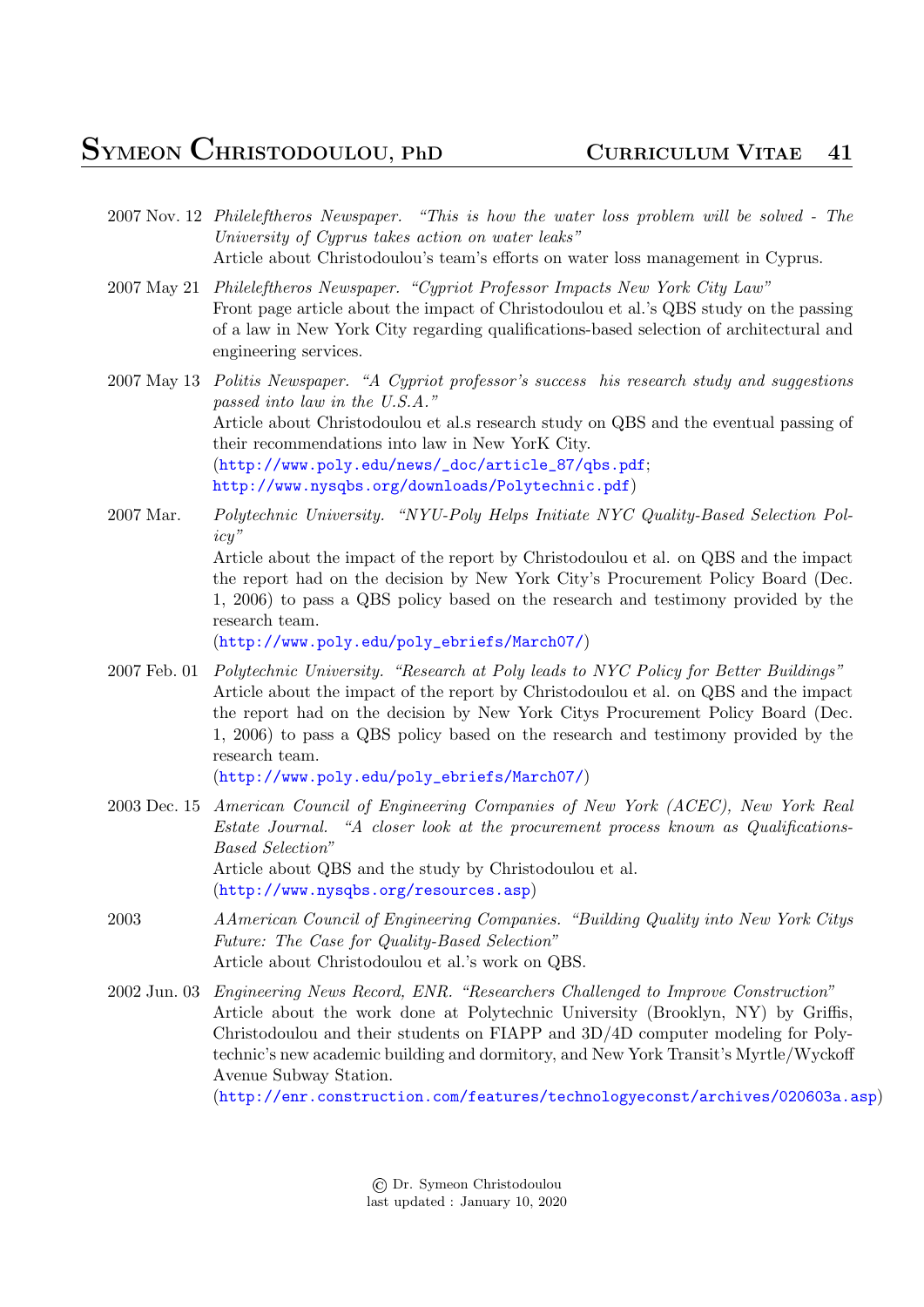2007 Nov. 12 *Phileleftheros Newspaper. "This is how the water loss problem will be solved - The University of Cyprus takes action on water leaks"*
Article about Christodoulou's team's efforts on water loss management in Cyprus.

2007 May 21 *Phileleftheros Newspaper. "Cypriot Professor Impacts New York City Law"*
Front page article about the impact of Christodoulou et al.'s QBS study on the passing of a law in New York City regarding qualifications-based selection of architectural and engineering services.

2007 May 13 *Politis Newspaper. "A Cypriot professor's success his research study and suggestions passed into law in the U.S.A."*
Article about Christodoulou et al.s research study on QBS and the eventual passing of their recommendations into law in New YorK City.
(http://www.poly.edu/news/_doc/article_87/qbs.pdf; http://www.nysqbs.org/downloads/Polytechnic.pdf)

2007 Mar. *Polytechnic University. "NYU-Poly Helps Initiate NYC Quality-Based Selection Policy"*
Article about the impact of the report by Christodoulou et al. on QBS and the impact the report had on the decision by New York City's Procurement Policy Board (Dec. 1, 2006) to pass a QBS policy based on the research and testimony provided by the research team.
(http://www.poly.edu/poly_ebriefs/March07/)

2007 Feb. 01 *Polytechnic University. "Research at Poly leads to NYC Policy for Better Buildings"*
Article about the impact of the report by Christodoulou et al. on QBS and the impact the report had on the decision by New York Citys Procurement Policy Board (Dec. 1, 2006) to pass a QBS policy based on the research and testimony provided by the research team.
(http://www.poly.edu/poly_ebriefs/March07/)

2003 Dec. 15 *American Council of Engineering Companies of New York (ACEC), New York Real Estate Journal. "A closer look at the procurement process known as Qualifications-Based Selection"*
Article about QBS and the study by Christodoulou et al.
(http://www.nysqbs.org/resources.asp)

2003 *AAmerican Council of Engineering Companies. "Building Quality into New York Citys Future: The Case for Quality-Based Selection"*
Article about Christodoulou et al.'s work on QBS.

2002 Jun. 03 *Engineering News Record, ENR. "Researchers Challenged to Improve Construction"*
Article about the work done at Polytechnic University (Brooklyn, NY) by Griffis, Christodoulou and their students on FIAPP and 3D/4D computer modeling for Polytechnic's new academic building and dormitory, and New York Transit's Myrtle/Wyckoff Avenue Subway Station.
(http://enr.construction.com/features/technologyeconst/archives/020603a.asp)

© Dr. Symeon Christodoulou
last updated : January 10, 2020